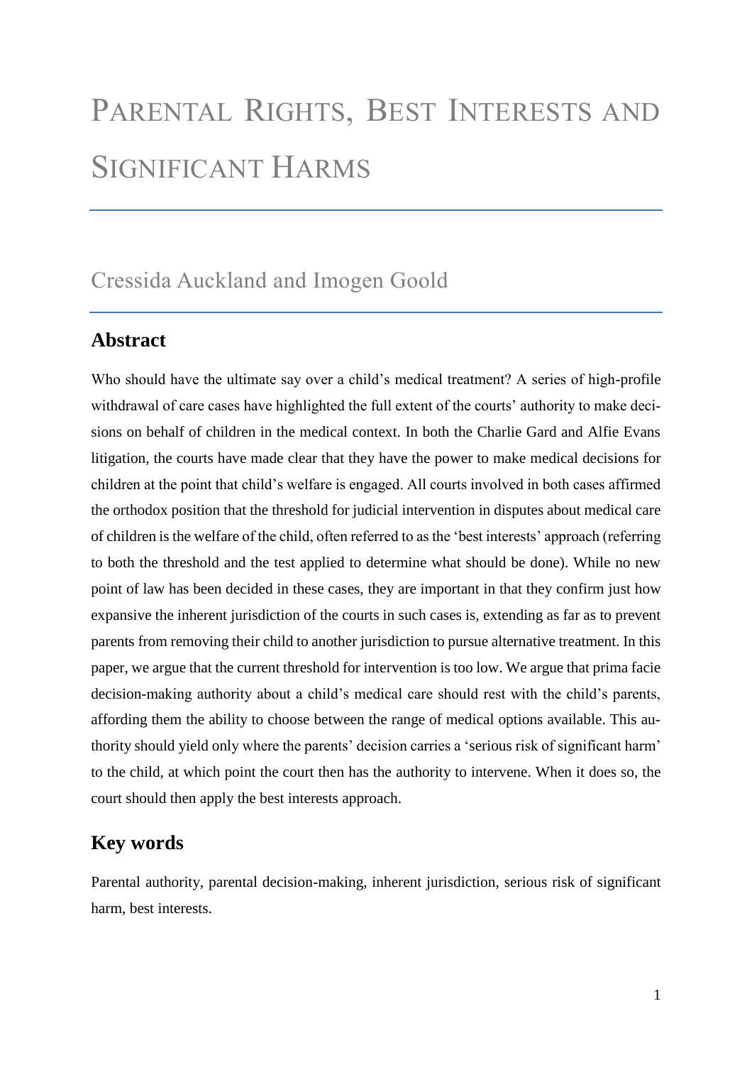# Parental Rights, Best Interests and Significant Harms

Cressida Auckland and Imogen Goold

## Abstract

Who should have the ultimate say over a child's medical treatment? A series of high-profile withdrawal of care cases have highlighted the full extent of the courts' authority to make decisions on behalf of children in the medical context. In both the Charlie Gard and Alfie Evans litigation, the courts have made clear that they have the power to make medical decisions for children at the point that child's welfare is engaged. All courts involved in both cases affirmed the orthodox position that the threshold for judicial intervention in disputes about medical care of children is the welfare of the child, often referred to as the 'best interests' approach (referring to both the threshold and the test applied to determine what should be done). While no new point of law has been decided in these cases, they are important in that they confirm just how expansive the inherent jurisdiction of the courts in such cases is, extending as far as to prevent parents from removing their child to another jurisdiction to pursue alternative treatment. In this paper, we argue that the current threshold for intervention is too low. We argue that prima facie decision-making authority about a child's medical care should rest with the child's parents, affording them the ability to choose between the range of medical options available. This authority should yield only where the parents' decision carries a 'serious risk of significant harm' to the child, at which point the court then has the authority to intervene. When it does so, the court should then apply the best interests approach.

## Key words

Parental authority, parental decision-making, inherent jurisdiction, serious risk of significant harm, best interests.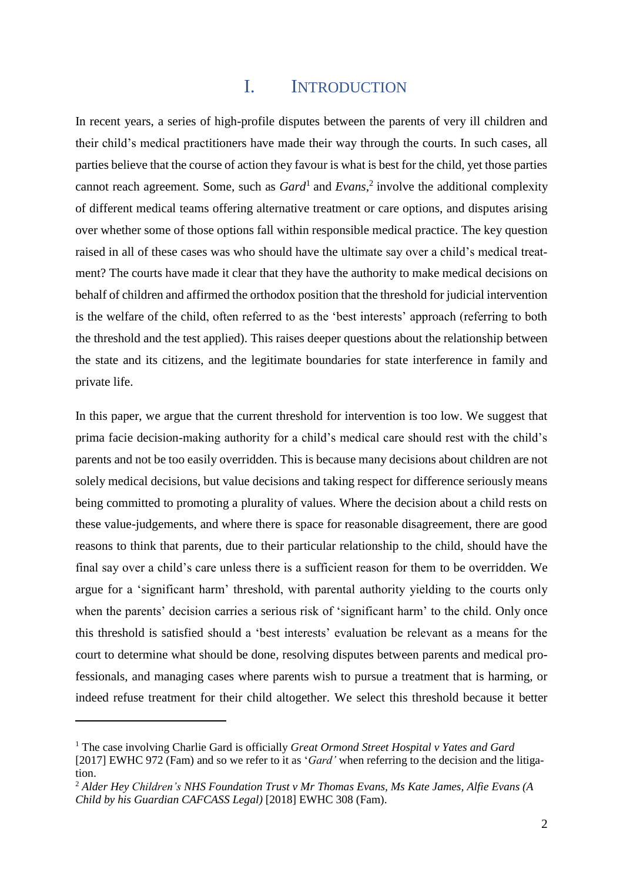# I. INTRODUCTION

In recent years, a series of high-profile disputes between the parents of very ill children and their child's medical practitioners have made their way through the courts. In such cases, all parties believe that the course of action they favour is what is best for the child, yet those parties cannot reach agreement. Some, such as *Gard*[1] and *Evans*,[2] involve the additional complexity of different medical teams offering alternative treatment or care options, and disputes arising over whether some of those options fall within responsible medical practice. The key question raised in all of these cases was who should have the ultimate say over a child's medical treatment? The courts have made it clear that they have the authority to make medical decisions on behalf of children and affirmed the orthodox position that the threshold for judicial intervention is the welfare of the child, often referred to as the 'best interests' approach (referring to both the threshold and the test applied). This raises deeper questions about the relationship between the state and its citizens, and the legitimate boundaries for state interference in family and private life.

In this paper, we argue that the current threshold for intervention is too low. We suggest that prima facie decision-making authority for a child's medical care should rest with the child's parents and not be too easily overridden. This is because many decisions about children are not solely medical decisions, but value decisions and taking respect for difference seriously means being committed to promoting a plurality of values. Where the decision about a child rests on these value-judgements, and where there is space for reasonable disagreement, there are good reasons to think that parents, due to their particular relationship to the child, should have the final say over a child's care unless there is a sufficient reason for them to be overridden. We argue for a 'significant harm' threshold, with parental authority yielding to the courts only when the parents' decision carries a serious risk of 'significant harm' to the child. Only once this threshold is satisfied should a 'best interests' evaluation be relevant as a means for the court to determine what should be done, resolving disputes between parents and medical professionals, and managing cases where parents wish to pursue a treatment that is harming, or indeed refuse treatment for their child altogether. We select this threshold because it better

---

[1] The case involving Charlie Gard is officially *Great Ormond Street Hospital v Yates and Gard* [2017] EWHC 972 (Fam) and so we refer to it as '*Gard'* when referring to the decision and the litigation.

[2] *Alder Hey Children's NHS Foundation Trust v Mr Thomas Evans, Ms Kate James, Alfie Evans (A Child by his Guardian CAFCASS Legal)* [2018] EWHC 308 (Fam).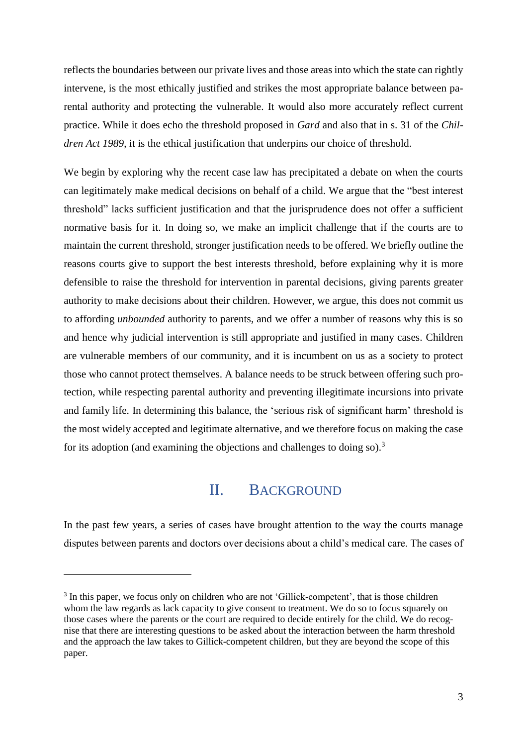reflects the boundaries between our private lives and those areas into which the state can rightly intervene, is the most ethically justified and strikes the most appropriate balance between parental authority and protecting the vulnerable. It would also more accurately reflect current practice. While it does echo the threshold proposed in *Gard* and also that in s. 31 of the *Children Act 1989*, it is the ethical justification that underpins our choice of threshold.

We begin by exploring why the recent case law has precipitated a debate on when the courts can legitimately make medical decisions on behalf of a child. We argue that the "best interest threshold" lacks sufficient justification and that the jurisprudence does not offer a sufficient normative basis for it. In doing so, we make an implicit challenge that if the courts are to maintain the current threshold, stronger justification needs to be offered. We briefly outline the reasons courts give to support the best interests threshold, before explaining why it is more defensible to raise the threshold for intervention in parental decisions, giving parents greater authority to make decisions about their children. However, we argue, this does not commit us to affording *unbounded* authority to parents, and we offer a number of reasons why this is so and hence why judicial intervention is still appropriate and justified in many cases. Children are vulnerable members of our community, and it is incumbent on us as a society to protect those who cannot protect themselves. A balance needs to be struck between offering such protection, while respecting parental authority and preventing illegitimate incursions into private and family life. In determining this balance, the 'serious risk of significant harm' threshold is the most widely accepted and legitimate alternative, and we therefore focus on making the case for its adoption (and examining the objections and challenges to doing so).[3]

## II. BACKGROUND

In the past few years, a series of cases have brought attention to the way the courts manage disputes between parents and doctors over decisions about a child's medical care. The cases of

[3] In this paper, we focus only on children who are not 'Gillick-competent', that is those children whom the law regards as lack capacity to give consent to treatment. We do so to focus squarely on those cases where the parents or the court are required to decide entirely for the child. We do recognise that there are interesting questions to be asked about the interaction between the harm threshold and the approach the law takes to Gillick-competent children, but they are beyond the scope of this paper.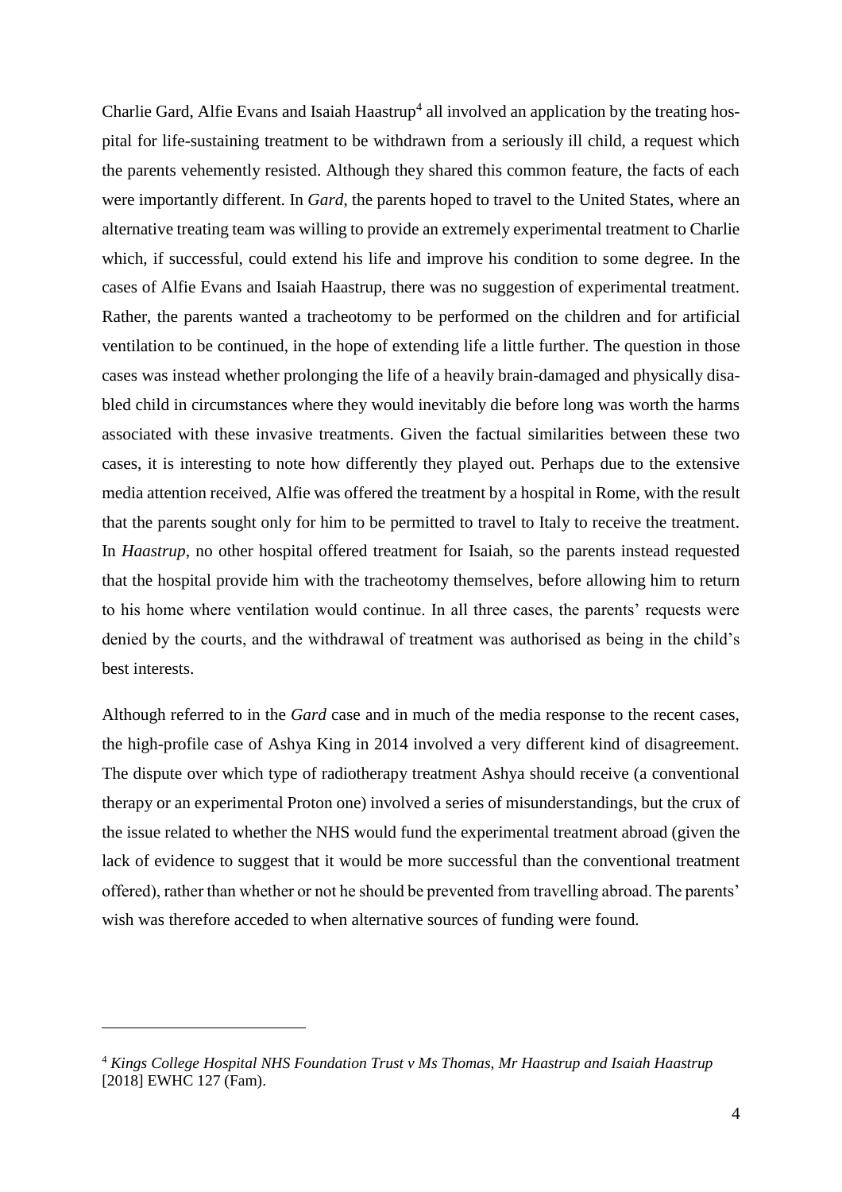Charlie Gard, Alfie Evans and Isaiah Haastrup[4] all involved an application by the treating hospital for life-sustaining treatment to be withdrawn from a seriously ill child, a request which the parents vehemently resisted. Although they shared this common feature, the facts of each were importantly different. In *Gard*, the parents hoped to travel to the United States, where an alternative treating team was willing to provide an extremely experimental treatment to Charlie which, if successful, could extend his life and improve his condition to some degree. In the cases of Alfie Evans and Isaiah Haastrup, there was no suggestion of experimental treatment. Rather, the parents wanted a tracheotomy to be performed on the children and for artificial ventilation to be continued, in the hope of extending life a little further. The question in those cases was instead whether prolonging the life of a heavily brain-damaged and physically disabled child in circumstances where they would inevitably die before long was worth the harms associated with these invasive treatments. Given the factual similarities between these two cases, it is interesting to note how differently they played out. Perhaps due to the extensive media attention received, Alfie was offered the treatment by a hospital in Rome, with the result that the parents sought only for him to be permitted to travel to Italy to receive the treatment. In *Haastrup*, no other hospital offered treatment for Isaiah, so the parents instead requested that the hospital provide him with the tracheotomy themselves, before allowing him to return to his home where ventilation would continue. In all three cases, the parents' requests were denied by the courts, and the withdrawal of treatment was authorised as being in the child's best interests.

Although referred to in the *Gard* case and in much of the media response to the recent cases, the high-profile case of Ashya King in 2014 involved a very different kind of disagreement. The dispute over which type of radiotherapy treatment Ashya should receive (a conventional therapy or an experimental Proton one) involved a series of misunderstandings, but the crux of the issue related to whether the NHS would fund the experimental treatment abroad (given the lack of evidence to suggest that it would be more successful than the conventional treatment offered), rather than whether or not he should be prevented from travelling abroad. The parents' wish was therefore acceded to when alternative sources of funding were found.

---

[4] *Kings College Hospital NHS Foundation Trust v Ms Thomas, Mr Haastrup and Isaiah Haastrup* [2018] EWHC 127 (Fam).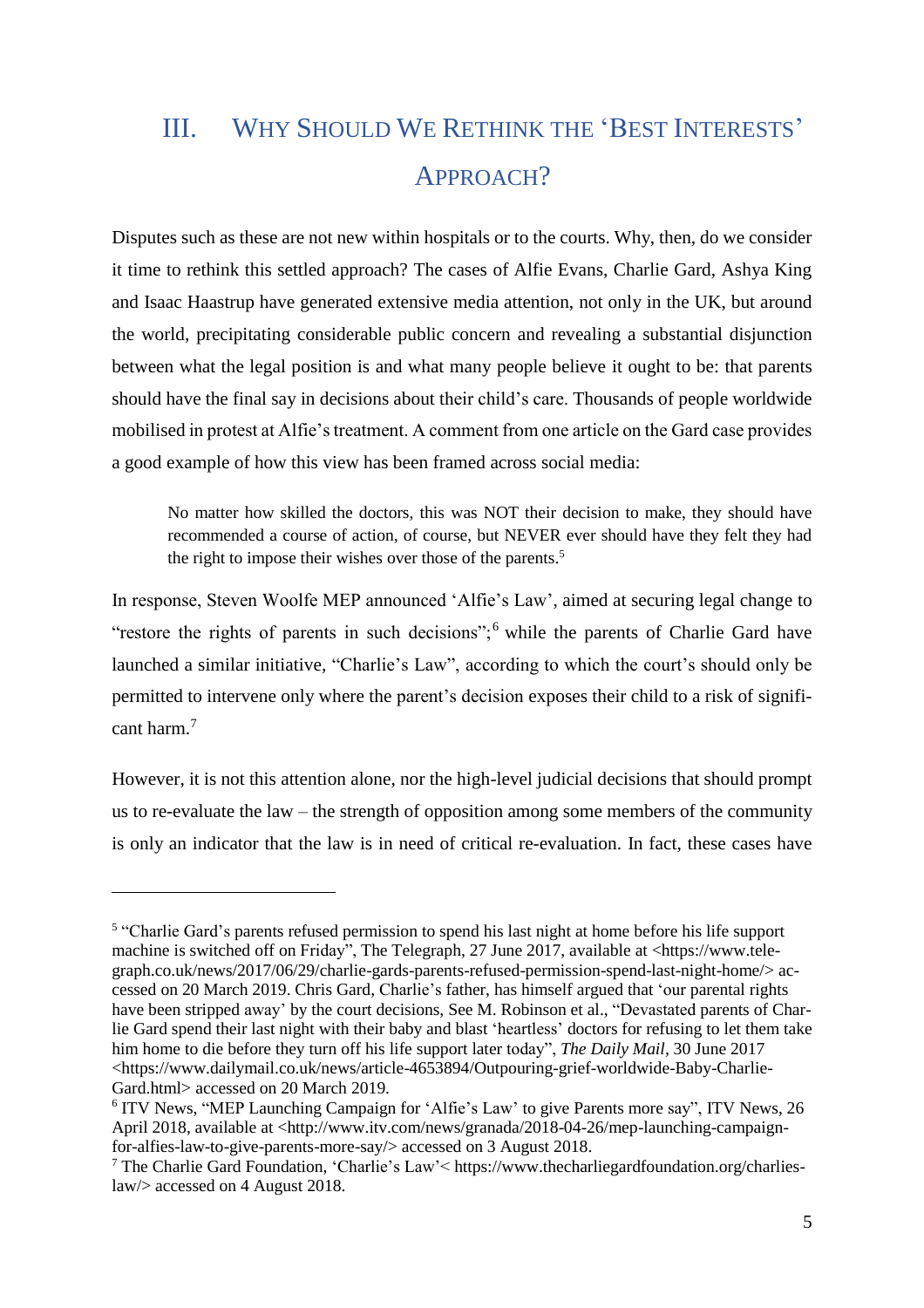## III. Why Should We Rethink the 'Best Interests' Approach?

Disputes such as these are not new within hospitals or to the courts. Why, then, do we consider it time to rethink this settled approach? The cases of Alfie Evans, Charlie Gard, Ashya King and Isaac Haastrup have generated extensive media attention, not only in the UK, but around the world, precipitating considerable public concern and revealing a substantial disjunction between what the legal position is and what many people believe it ought to be: that parents should have the final say in decisions about their child's care. Thousands of people worldwide mobilised in protest at Alfie's treatment. A comment from one article on the Gard case provides a good example of how this view has been framed across social media:

> No matter how skilled the doctors, this was NOT their decision to make, they should have recommended a course of action, of course, but NEVER ever should have they felt they had the right to impose their wishes over those of the parents.[5]

In response, Steven Woolfe MEP announced 'Alfie's Law', aimed at securing legal change to "restore the rights of parents in such decisions";[6] while the parents of Charlie Gard have launched a similar initiative, "Charlie's Law", according to which the court's should only be permitted to intervene only where the parent's decision exposes their child to a risk of significant harm.[7]

However, it is not this attention alone, nor the high-level judicial decisions that should prompt us to re-evaluate the law – the strength of opposition among some members of the community is only an indicator that the law is in need of critical re-evaluation. In fact, these cases have

---

[5] "Charlie Gard's parents refused permission to spend his last night at home before his life support machine is switched off on Friday", The Telegraph, 27 June 2017, available at <https://www.telegraph.co.uk/news/2017/06/29/charlie-gards-parents-refused-permission-spend-last-night-home/> accessed on 20 March 2019. Chris Gard, Charlie's father, has himself argued that 'our parental rights have been stripped away' by the court decisions, See M. Robinson et al., "Devastated parents of Charlie Gard spend their last night with their baby and blast 'heartless' doctors for refusing to let them take him home to die before they turn off his life support later today", *The Daily Mail*, 30 June 2017 <https://www.dailymail.co.uk/news/article-4653894/Outpouring-grief-worldwide-Baby-Charlie-Gard.html> accessed on 20 March 2019.

[6] ITV News, "MEP Launching Campaign for 'Alfie's Law' to give Parents more say", ITV News, 26 April 2018, available at <http://www.itv.com/news/granada/2018-04-26/mep-launching-campaign-for-alfies-law-to-give-parents-more-say/> accessed on 3 August 2018.

[7] The Charlie Gard Foundation, 'Charlie's Law'< https://www.thecharliegardfoundation.org/charlies-law/> accessed on 4 August 2018.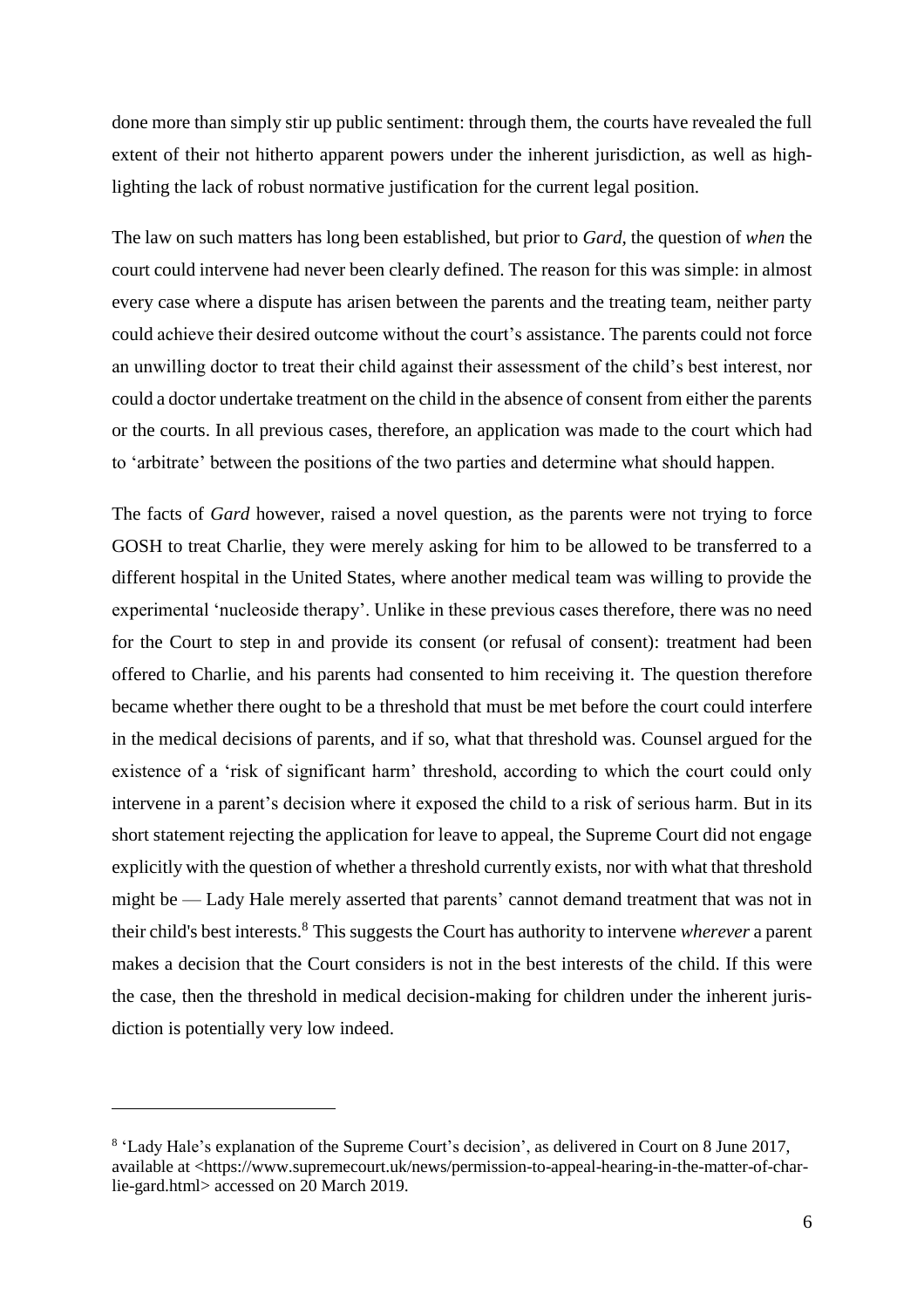done more than simply stir up public sentiment: through them, the courts have revealed the full extent of their not hitherto apparent powers under the inherent jurisdiction, as well as highlighting the lack of robust normative justification for the current legal position.

The law on such matters has long been established, but prior to *Gard*, the question of *when* the court could intervene had never been clearly defined. The reason for this was simple: in almost every case where a dispute has arisen between the parents and the treating team, neither party could achieve their desired outcome without the court's assistance. The parents could not force an unwilling doctor to treat their child against their assessment of the child's best interest, nor could a doctor undertake treatment on the child in the absence of consent from either the parents or the courts. In all previous cases, therefore, an application was made to the court which had to 'arbitrate' between the positions of the two parties and determine what should happen.

The facts of *Gard* however, raised a novel question, as the parents were not trying to force GOSH to treat Charlie, they were merely asking for him to be allowed to be transferred to a different hospital in the United States, where another medical team was willing to provide the experimental 'nucleoside therapy'. Unlike in these previous cases therefore, there was no need for the Court to step in and provide its consent (or refusal of consent): treatment had been offered to Charlie, and his parents had consented to him receiving it. The question therefore became whether there ought to be a threshold that must be met before the court could interfere in the medical decisions of parents, and if so, what that threshold was. Counsel argued for the existence of a 'risk of significant harm' threshold, according to which the court could only intervene in a parent's decision where it exposed the child to a risk of serious harm. But in its short statement rejecting the application for leave to appeal, the Supreme Court did not engage explicitly with the question of whether a threshold currently exists, nor with what that threshold might be — Lady Hale merely asserted that parents' cannot demand treatment that was not in their child's best interests.[8] This suggests the Court has authority to intervene *wherever* a parent makes a decision that the Court considers is not in the best interests of the child. If this were the case, then the threshold in medical decision-making for children under the inherent jurisdiction is potentially very low indeed.

---

[8] 'Lady Hale's explanation of the Supreme Court's decision', as delivered in Court on 8 June 2017, available at <https://www.supremecourt.uk/news/permission-to-appeal-hearing-in-the-matter-of-charlie-gard.html> accessed on 20 March 2019.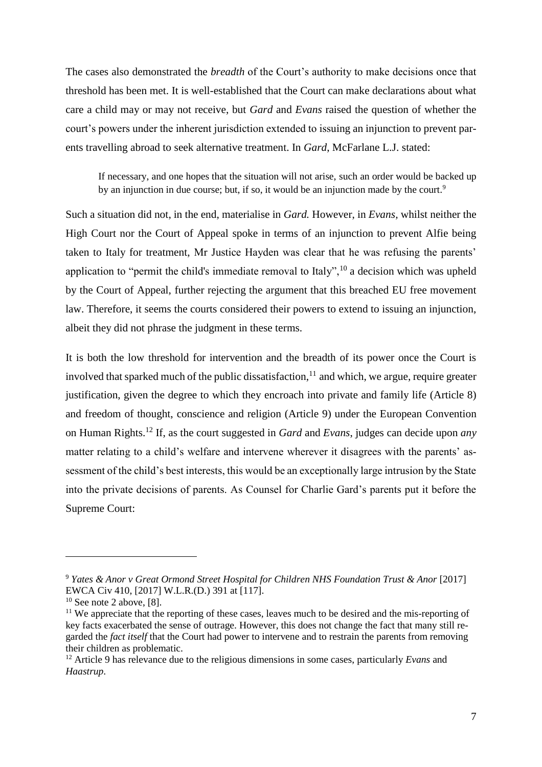The cases also demonstrated the *breadth* of the Court's authority to make decisions once that threshold has been met. It is well-established that the Court can make declarations about what care a child may or may not receive, but *Gard* and *Evans* raised the question of whether the court's powers under the inherent jurisdiction extended to issuing an injunction to prevent parents travelling abroad to seek alternative treatment. In *Gard*, McFarlane L.J. stated:

> If necessary, and one hopes that the situation will not arise, such an order would be backed up by an injunction in due course; but, if so, it would be an injunction made by the court.[9]

Such a situation did not, in the end, materialise in *Gard.* However, in *Evans,* whilst neither the High Court nor the Court of Appeal spoke in terms of an injunction to prevent Alfie being taken to Italy for treatment, Mr Justice Hayden was clear that he was refusing the parents' application to "permit the child's immediate removal to Italy",[10] a decision which was upheld by the Court of Appeal, further rejecting the argument that this breached EU free movement law. Therefore, it seems the courts considered their powers to extend to issuing an injunction, albeit they did not phrase the judgment in these terms.

It is both the low threshold for intervention and the breadth of its power once the Court is involved that sparked much of the public dissatisfaction,[11] and which, we argue, require greater justification, given the degree to which they encroach into private and family life (Article 8) and freedom of thought, conscience and religion (Article 9) under the European Convention on Human Rights.[12] If, as the court suggested in *Gard* and *Evans*, judges can decide upon *any* matter relating to a child's welfare and intervene wherever it disagrees with the parents' assessment of the child's best interests, this would be an exceptionally large intrusion by the State into the private decisions of parents. As Counsel for Charlie Gard's parents put it before the Supreme Court:

---

[9] *Yates & Anor v Great Ormond Street Hospital for Children NHS Foundation Trust & Anor* [2017] EWCA Civ 410, [2017] W.L.R.(D.) 391 at [117].

[10] See note 2 above, [8].

[11] We appreciate that the reporting of these cases, leaves much to be desired and the mis-reporting of key facts exacerbated the sense of outrage. However, this does not change the fact that many still regarded the *fact itself* that the Court had power to intervene and to restrain the parents from removing their children as problematic.

[12] Article 9 has relevance due to the religious dimensions in some cases, particularly *Evans* and *Haastrup*.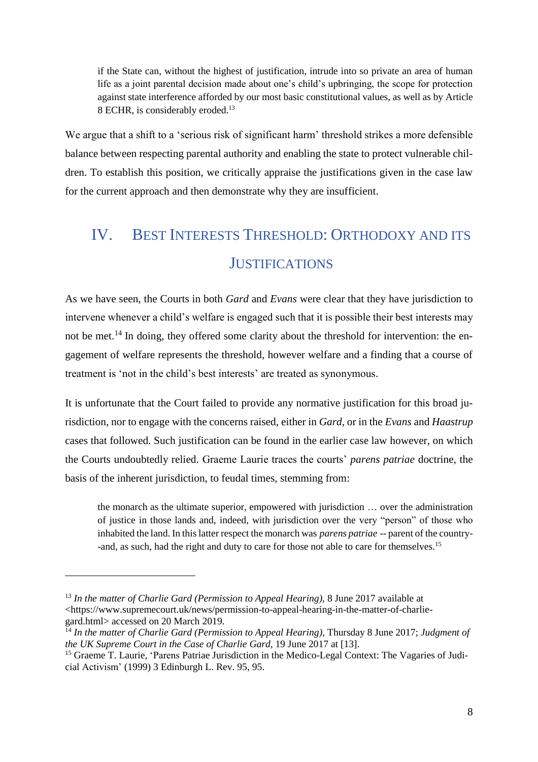> if the State can, without the highest of justification, intrude into so private an area of human life as a joint parental decision made about one's child's upbringing, the scope for protection against state interference afforded by our most basic constitutional values, as well as by Article 8 ECHR, is considerably eroded.[13]

We argue that a shift to a 'serious risk of significant harm' threshold strikes a more defensible balance between respecting parental authority and enabling the state to protect vulnerable children. To establish this position, we critically appraise the justifications given in the case law for the current approach and then demonstrate why they are insufficient.

## IV. BEST INTERESTS THRESHOLD: ORTHODOXY AND ITS JUSTIFICATIONS

As we have seen, the Courts in both *Gard* and *Evans* were clear that they have jurisdiction to intervene whenever a child's welfare is engaged such that it is possible their best interests may not be met.[14] In doing, they offered some clarity about the threshold for intervention: the engagement of welfare represents the threshold, however welfare and a finding that a course of treatment is 'not in the child's best interests' are treated as synonymous.

It is unfortunate that the Court failed to provide any normative justification for this broad jurisdiction, nor to engage with the concerns raised, either in *Gard*, or in the *Evans* and *Haastrup* cases that followed. Such justification can be found in the earlier case law however, on which the Courts undoubtedly relied. Graeme Laurie traces the courts' *parens patriae* doctrine, the basis of the inherent jurisdiction, to feudal times, stemming from:

> the monarch as the ultimate superior, empowered with jurisdiction … over the administration of justice in those lands and, indeed, with jurisdiction over the very "person" of those who inhabited the land. In this latter respect the monarch was *parens patriae* -- parent of the country--and, as such, had the right and duty to care for those not able to care for themselves.[15]

---

[13] *In the matter of Charlie Gard (Permission to Appeal Hearing)*, 8 June 2017 available at <https://www.supremecourt.uk/news/permission-to-appeal-hearing-in-the-matter-of-charlie-gard.html> accessed on 20 March 2019.

[14] *In the matter of Charlie Gard (Permission to Appeal Hearing)*, Thursday 8 June 2017; *Judgment of the UK Supreme Court in the Case of Charlie Gard*, 19 June 2017 at [13].

[15] Graeme T. Laurie, 'Parens Patriae Jurisdiction in the Medico-Legal Context: The Vagaries of Judicial Activism' (1999) 3 Edinburgh L. Rev. 95, 95.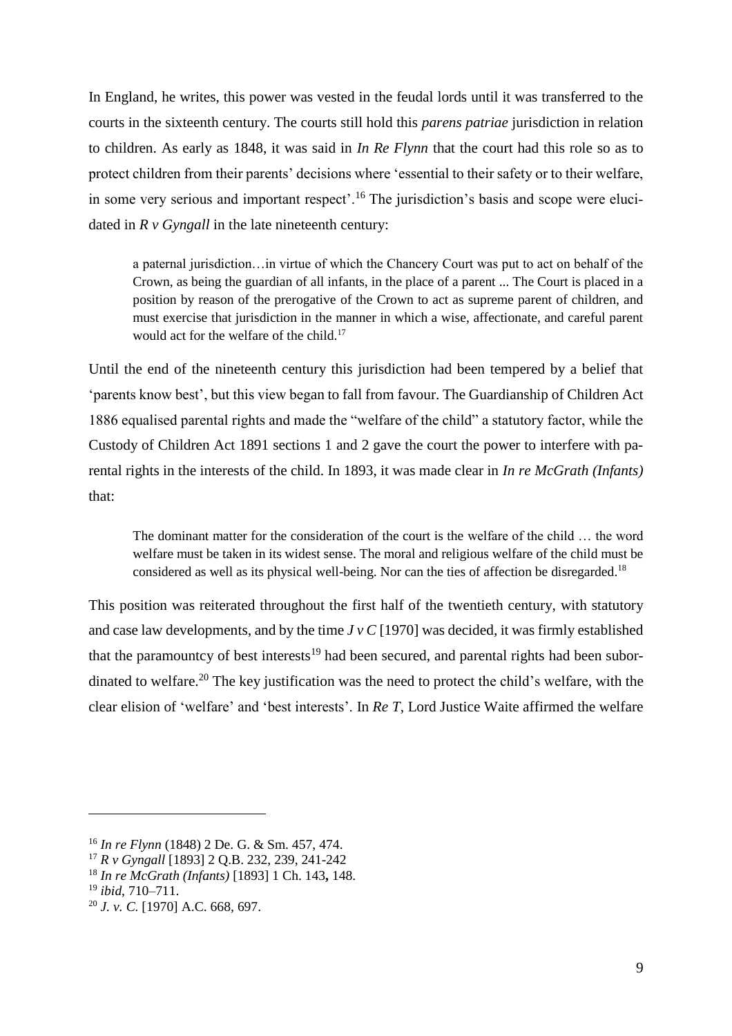In England, he writes, this power was vested in the feudal lords until it was transferred to the courts in the sixteenth century. The courts still hold this *parens patriae* jurisdiction in relation to children. As early as 1848, it was said in *In Re Flynn* that the court had this role so as to protect children from their parents' decisions where 'essential to their safety or to their welfare, in some very serious and important respect'.[16] The jurisdiction's basis and scope were elucidated in *R v Gyngall* in the late nineteenth century:

> a paternal jurisdiction…in virtue of which the Chancery Court was put to act on behalf of the Crown, as being the guardian of all infants, in the place of a parent ... The Court is placed in a position by reason of the prerogative of the Crown to act as supreme parent of children, and must exercise that jurisdiction in the manner in which a wise, affectionate, and careful parent would act for the welfare of the child.[17]

Until the end of the nineteenth century this jurisdiction had been tempered by a belief that 'parents know best', but this view began to fall from favour. The Guardianship of Children Act 1886 equalised parental rights and made the "welfare of the child" a statutory factor, while the Custody of Children Act 1891 sections 1 and 2 gave the court the power to interfere with parental rights in the interests of the child. In 1893, it was made clear in *In re McGrath (Infants)* that:

> The dominant matter for the consideration of the court is the welfare of the child … the word welfare must be taken in its widest sense. The moral and religious welfare of the child must be considered as well as its physical well-being. Nor can the ties of affection be disregarded.[18]

This position was reiterated throughout the first half of the twentieth century, with statutory and case law developments, and by the time *J v C* [1970] was decided, it was firmly established that the paramountcy of best interests[19] had been secured, and parental rights had been subordinated to welfare.[20] The key justification was the need to protect the child's welfare, with the clear elision of 'welfare' and 'best interests'. In *Re T,* Lord Justice Waite affirmed the welfare

---

[16] *In re Flynn* (1848) 2 De. G. & Sm. 457, 474.

[17] *R v Gyngall* [1893] 2 Q.B. 232, 239, 241-242

[18] *In re McGrath (Infants)* [1893] 1 Ch. 143**,** 148.

[19] *ibid*, 710–711.

[20] *J. v. C.* [1970] A.C. 668, 697.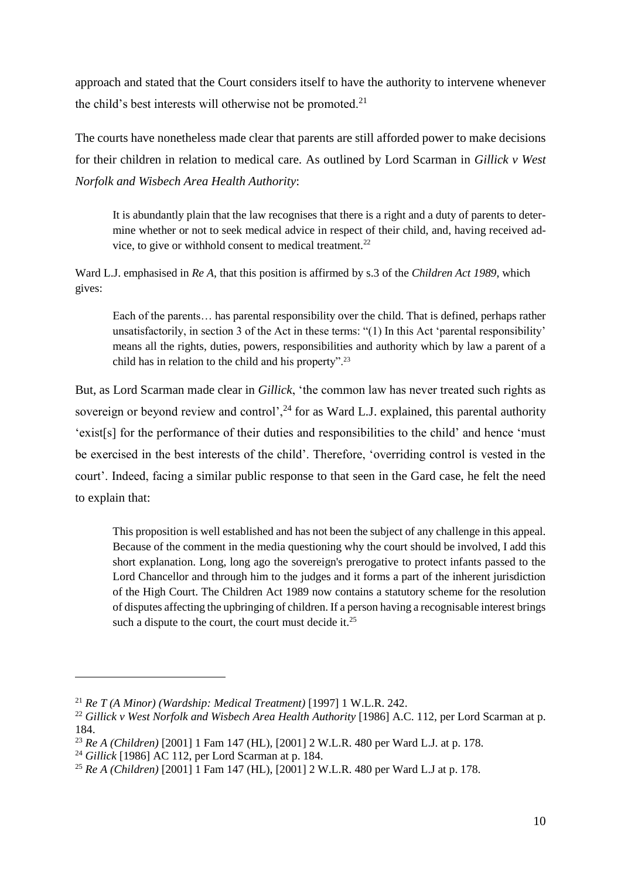approach and stated that the Court considers itself to have the authority to intervene whenever the child's best interests will otherwise not be promoted.[21]

The courts have nonetheless made clear that parents are still afforded power to make decisions for their children in relation to medical care. As outlined by Lord Scarman in *Gillick v West Norfolk and Wisbech Area Health Authority*:

> It is abundantly plain that the law recognises that there is a right and a duty of parents to determine whether or not to seek medical advice in respect of their child, and, having received advice, to give or withhold consent to medical treatment.[22]

Ward L.J. emphasised in *Re A*, that this position is affirmed by s.3 of the *Children Act 1989*, which gives:

> Each of the parents… has parental responsibility over the child. That is defined, perhaps rather unsatisfactorily, in section 3 of the Act in these terms: "(1) In this Act 'parental responsibility' means all the rights, duties, powers, responsibilities and authority which by law a parent of a child has in relation to the child and his property".[23]

But, as Lord Scarman made clear in *Gillick*, 'the common law has never treated such rights as sovereign or beyond review and control',[24] for as Ward L.J. explained, this parental authority 'exist[s] for the performance of their duties and responsibilities to the child' and hence 'must be exercised in the best interests of the child'. Therefore, 'overriding control is vested in the court'. Indeed, facing a similar public response to that seen in the Gard case, he felt the need to explain that:

> This proposition is well established and has not been the subject of any challenge in this appeal. Because of the comment in the media questioning why the court should be involved, I add this short explanation. Long, long ago the sovereign's prerogative to protect infants passed to the Lord Chancellor and through him to the judges and it forms a part of the inherent jurisdiction of the High Court. The Children Act 1989 now contains a statutory scheme for the resolution of disputes affecting the upbringing of children. If a person having a recognisable interest brings such a dispute to the court, the court must decide it.[25]

---

[21] *Re T (A Minor) (Wardship: Medical Treatment)* [1997] 1 W.L.R. 242.

[22] *Gillick v West Norfolk and Wisbech Area Health Authority* [1986] A.C. 112, per Lord Scarman at p. 184.

[23] *Re A (Children)* [2001] 1 Fam 147 (HL), [2001] 2 W.L.R. 480 per Ward L.J. at p. 178.

[24] *Gillick* [1986] AC 112, per Lord Scarman at p. 184.

[25] *Re A (Children)* [2001] 1 Fam 147 (HL), [2001] 2 W.L.R. 480 per Ward L.J at p. 178.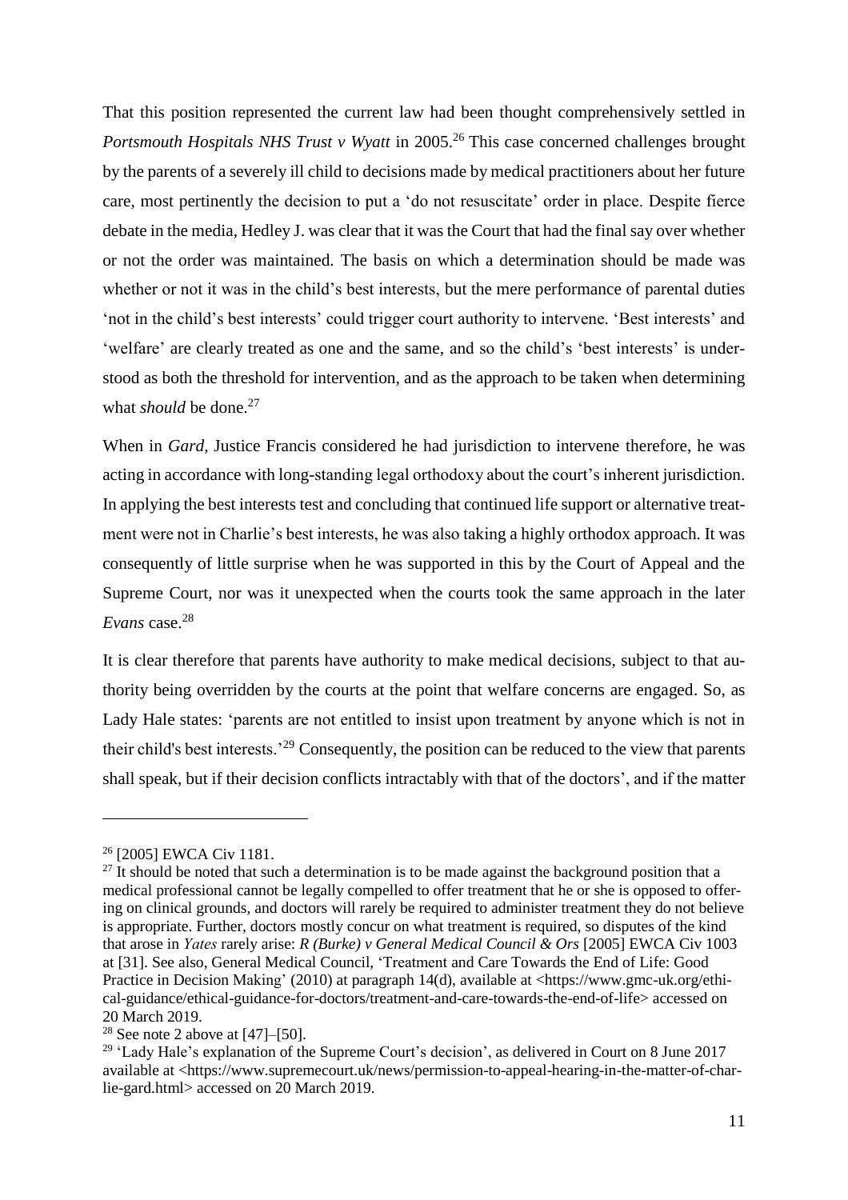That this position represented the current law had been thought comprehensively settled in *Portsmouth Hospitals NHS Trust v Wyatt* in 2005.[26] This case concerned challenges brought by the parents of a severely ill child to decisions made by medical practitioners about her future care, most pertinently the decision to put a 'do not resuscitate' order in place. Despite fierce debate in the media, Hedley J. was clear that it was the Court that had the final say over whether or not the order was maintained. The basis on which a determination should be made was whether or not it was in the child's best interests, but the mere performance of parental duties 'not in the child's best interests' could trigger court authority to intervene. 'Best interests' and 'welfare' are clearly treated as one and the same, and so the child's 'best interests' is understood as both the threshold for intervention, and as the approach to be taken when determining what *should* be done.[27]

When in *Gard*, Justice Francis considered he had jurisdiction to intervene therefore, he was acting in accordance with long-standing legal orthodoxy about the court's inherent jurisdiction. In applying the best interests test and concluding that continued life support or alternative treatment were not in Charlie's best interests, he was also taking a highly orthodox approach. It was consequently of little surprise when he was supported in this by the Court of Appeal and the Supreme Court, nor was it unexpected when the courts took the same approach in the later *Evans* case.[28]

It is clear therefore that parents have authority to make medical decisions, subject to that authority being overridden by the courts at the point that welfare concerns are engaged. So, as Lady Hale states: 'parents are not entitled to insist upon treatment by anyone which is not in their child's best interests.'[29] Consequently, the position can be reduced to the view that parents shall speak, but if their decision conflicts intractably with that of the doctors', and if the matter

---

[26] [2005] EWCA Civ 1181.

[27] It should be noted that such a determination is to be made against the background position that a medical professional cannot be legally compelled to offer treatment that he or she is opposed to offering on clinical grounds, and doctors will rarely be required to administer treatment they do not believe is appropriate. Further, doctors mostly concur on what treatment is required, so disputes of the kind that arose in *Yates* rarely arise: *R (Burke) v General Medical Council & Ors* [2005] EWCA Civ 1003 at [31]. See also, General Medical Council, 'Treatment and Care Towards the End of Life: Good Practice in Decision Making' (2010) at paragraph 14(d), available at <https://www.gmc-uk.org/ethical-guidance/ethical-guidance-for-doctors/treatment-and-care-towards-the-end-of-life> accessed on 20 March 2019.

[28] See note 2 above at [47]–[50].

[29] 'Lady Hale's explanation of the Supreme Court's decision', as delivered in Court on 8 June 2017 available at <https://www.supremecourt.uk/news/permission-to-appeal-hearing-in-the-matter-of-charlie-gard.html> accessed on 20 March 2019.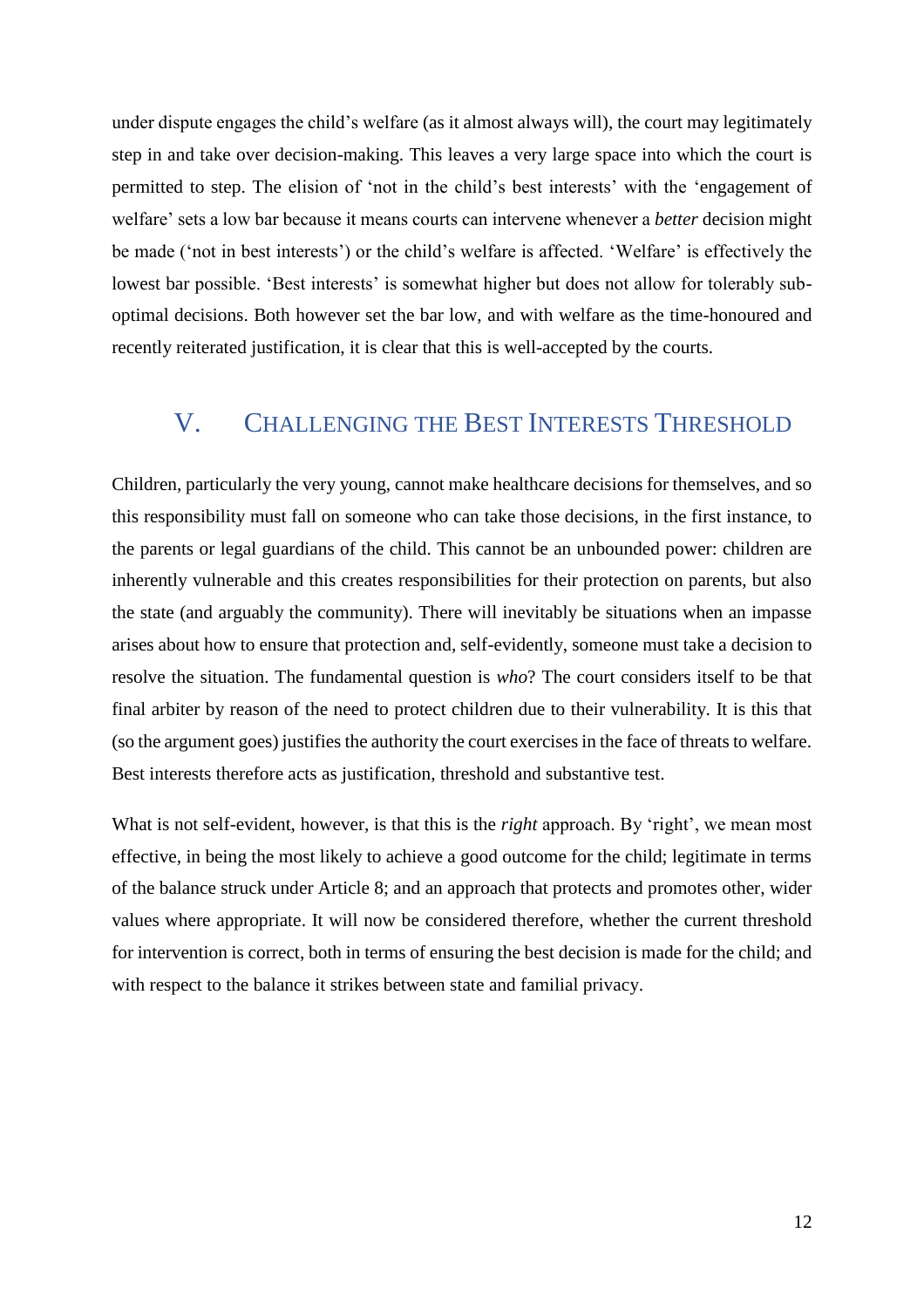under dispute engages the child's welfare (as it almost always will), the court may legitimately step in and take over decision-making. This leaves a very large space into which the court is permitted to step. The elision of 'not in the child's best interests' with the 'engagement of welfare' sets a low bar because it means courts can intervene whenever a *better* decision might be made ('not in best interests') or the child's welfare is affected. 'Welfare' is effectively the lowest bar possible. 'Best interests' is somewhat higher but does not allow for tolerably sub-optimal decisions. Both however set the bar low, and with welfare as the time-honoured and recently reiterated justification, it is clear that this is well-accepted by the courts.

## V. Challenging the Best Interests Threshold

Children, particularly the very young, cannot make healthcare decisions for themselves, and so this responsibility must fall on someone who can take those decisions, in the first instance, to the parents or legal guardians of the child. This cannot be an unbounded power: children are inherently vulnerable and this creates responsibilities for their protection on parents, but also the state (and arguably the community). There will inevitably be situations when an impasse arises about how to ensure that protection and, self-evidently, someone must take a decision to resolve the situation. The fundamental question is *who*? The court considers itself to be that final arbiter by reason of the need to protect children due to their vulnerability. It is this that (so the argument goes) justifies the authority the court exercises in the face of threats to welfare. Best interests therefore acts as justification, threshold and substantive test.

What is not self-evident, however, is that this is the *right* approach. By 'right', we mean most effective, in being the most likely to achieve a good outcome for the child; legitimate in terms of the balance struck under Article 8; and an approach that protects and promotes other, wider values where appropriate. It will now be considered therefore, whether the current threshold for intervention is correct, both in terms of ensuring the best decision is made for the child; and with respect to the balance it strikes between state and familial privacy.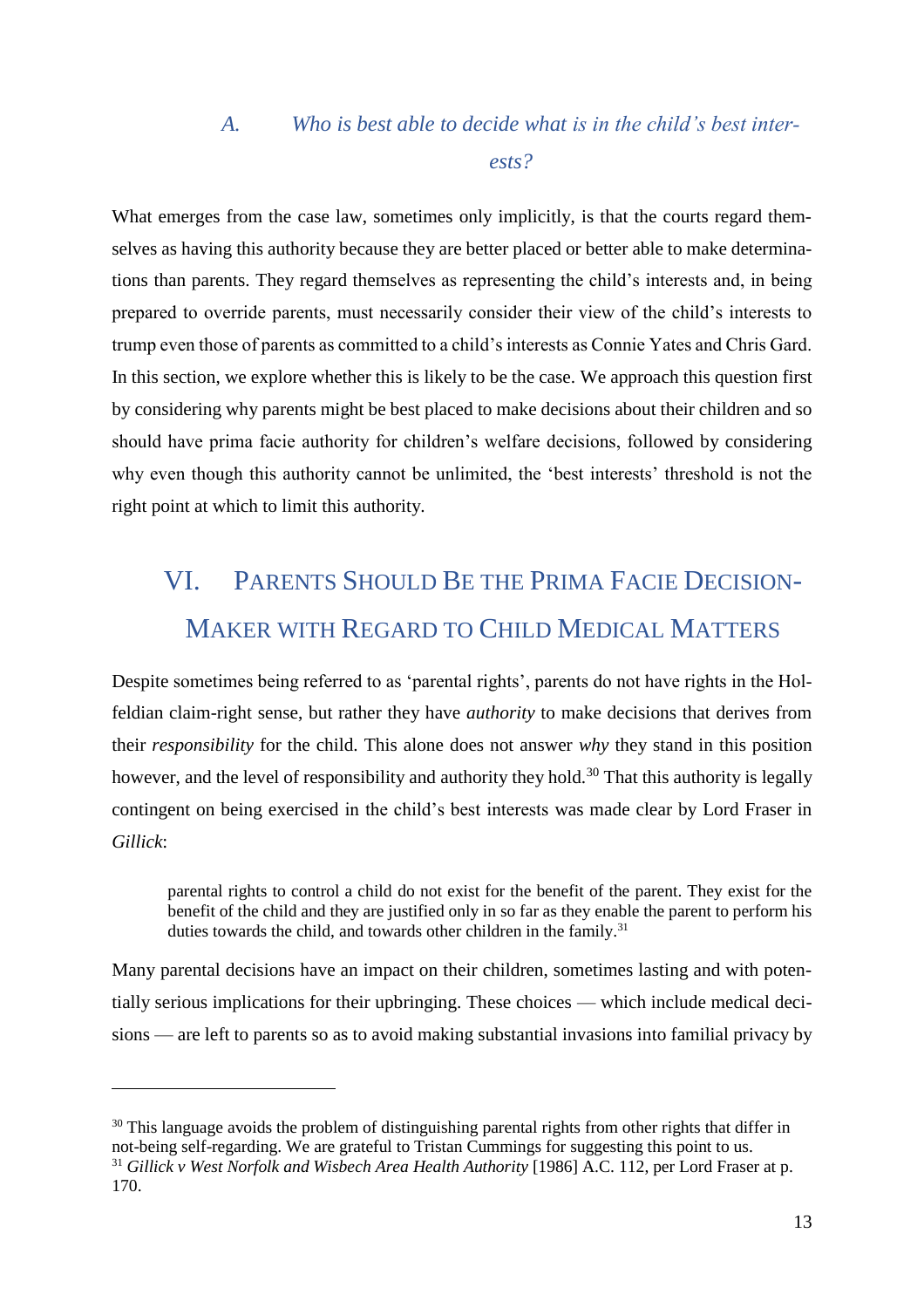### A. *Who is best able to decide what is in the child's best interests?*

What emerges from the case law, sometimes only implicitly, is that the courts regard themselves as having this authority because they are better placed or better able to make determinations than parents. They regard themselves as representing the child's interests and, in being prepared to override parents, must necessarily consider their view of the child's interests to trump even those of parents as committed to a child's interests as Connie Yates and Chris Gard. In this section, we explore whether this is likely to be the case. We approach this question first by considering why parents might be best placed to make decisions about their children and so should have prima facie authority for children's welfare decisions, followed by considering why even though this authority cannot be unlimited, the 'best interests' threshold is not the right point at which to limit this authority.

## VI. Parents Should Be the Prima Facie Decision-Maker with Regard to Child Medical Matters

Despite sometimes being referred to as 'parental rights', parents do not have rights in the Holfeldian claim-right sense, but rather they have *authority* to make decisions that derives from their *responsibility* for the child. This alone does not answer *why* they stand in this position however, and the level of responsibility and authority they hold.[30] That this authority is legally contingent on being exercised in the child's best interests was made clear by Lord Fraser in *Gillick*:

> parental rights to control a child do not exist for the benefit of the parent. They exist for the benefit of the child and they are justified only in so far as they enable the parent to perform his duties towards the child, and towards other children in the family.[31]

Many parental decisions have an impact on their children, sometimes lasting and with potentially serious implications for their upbringing. These choices — which include medical decisions — are left to parents so as to avoid making substantial invasions into familial privacy by

---

[30] This language avoids the problem of distinguishing parental rights from other rights that differ in not-being self-regarding. We are grateful to Tristan Cummings for suggesting this point to us.

[31] *Gillick v West Norfolk and Wisbech Area Health Authority* [1986] A.C. 112, per Lord Fraser at p. 170.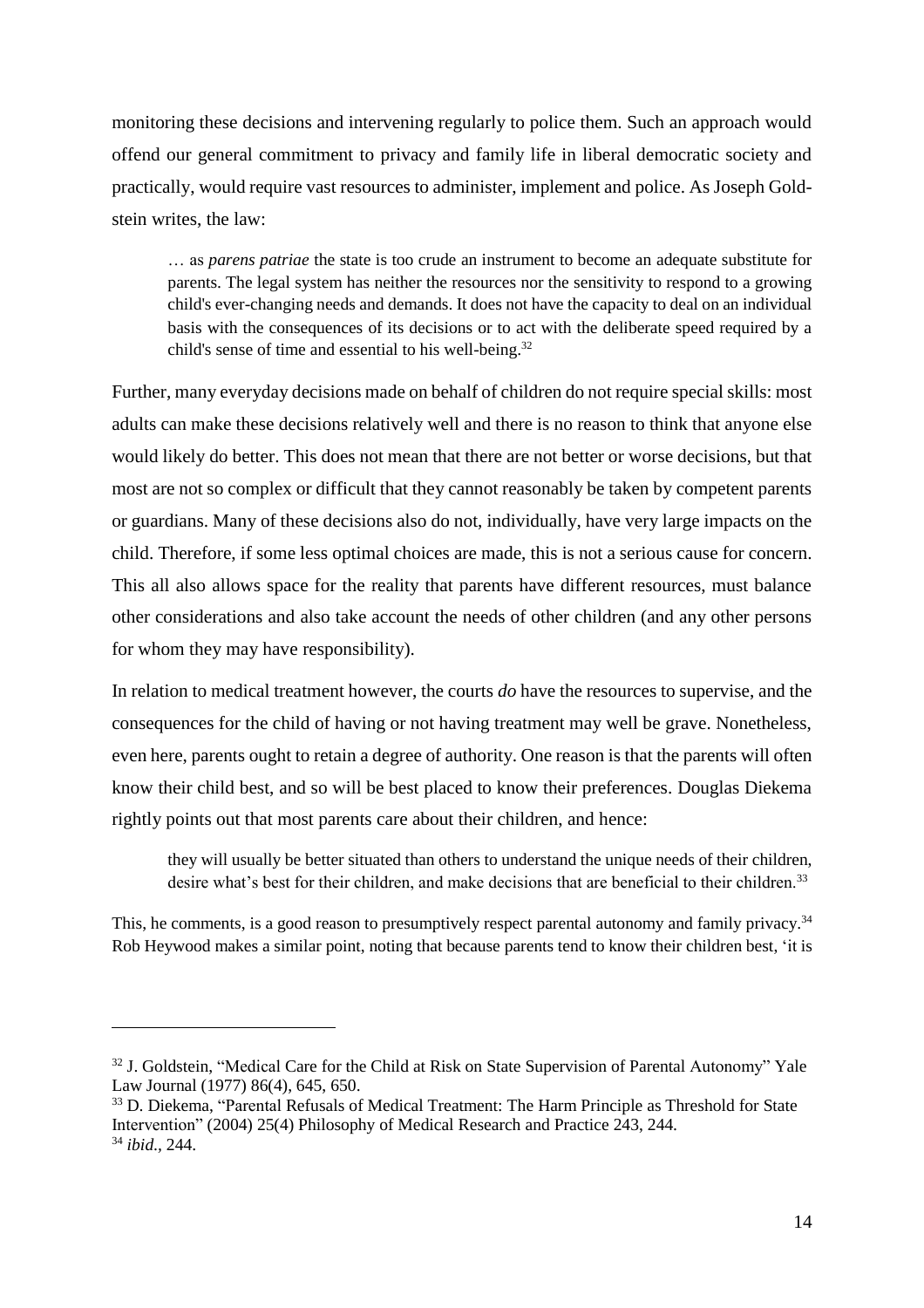monitoring these decisions and intervening regularly to police them. Such an approach would offend our general commitment to privacy and family life in liberal democratic society and practically, would require vast resources to administer, implement and police. As Joseph Goldstein writes, the law:

> … as *parens patriae* the state is too crude an instrument to become an adequate substitute for parents. The legal system has neither the resources nor the sensitivity to respond to a growing child's ever-changing needs and demands. It does not have the capacity to deal on an individual basis with the consequences of its decisions or to act with the deliberate speed required by a child's sense of time and essential to his well-being.[32]

Further, many everyday decisions made on behalf of children do not require special skills: most adults can make these decisions relatively well and there is no reason to think that anyone else would likely do better. This does not mean that there are not better or worse decisions, but that most are not so complex or difficult that they cannot reasonably be taken by competent parents or guardians. Many of these decisions also do not, individually, have very large impacts on the child. Therefore, if some less optimal choices are made, this is not a serious cause for concern. This all also allows space for the reality that parents have different resources, must balance other considerations and also take account the needs of other children (and any other persons for whom they may have responsibility).

In relation to medical treatment however, the courts *do* have the resources to supervise, and the consequences for the child of having or not having treatment may well be grave. Nonetheless, even here, parents ought to retain a degree of authority. One reason is that the parents will often know their child best, and so will be best placed to know their preferences. Douglas Diekema rightly points out that most parents care about their children, and hence:

> they will usually be better situated than others to understand the unique needs of their children, desire what's best for their children, and make decisions that are beneficial to their children.[33]

This, he comments, is a good reason to presumptively respect parental autonomy and family privacy.[34] Rob Heywood makes a similar point, noting that because parents tend to know their children best, 'it is

---

[32] J. Goldstein, "Medical Care for the Child at Risk on State Supervision of Parental Autonomy" Yale Law Journal (1977) 86(4), 645, 650.

[33] D. Diekema, "Parental Refusals of Medical Treatment: The Harm Principle as Threshold for State Intervention" (2004) 25(4) Philosophy of Medical Research and Practice 243, 244.

[34] *ibid.*, 244.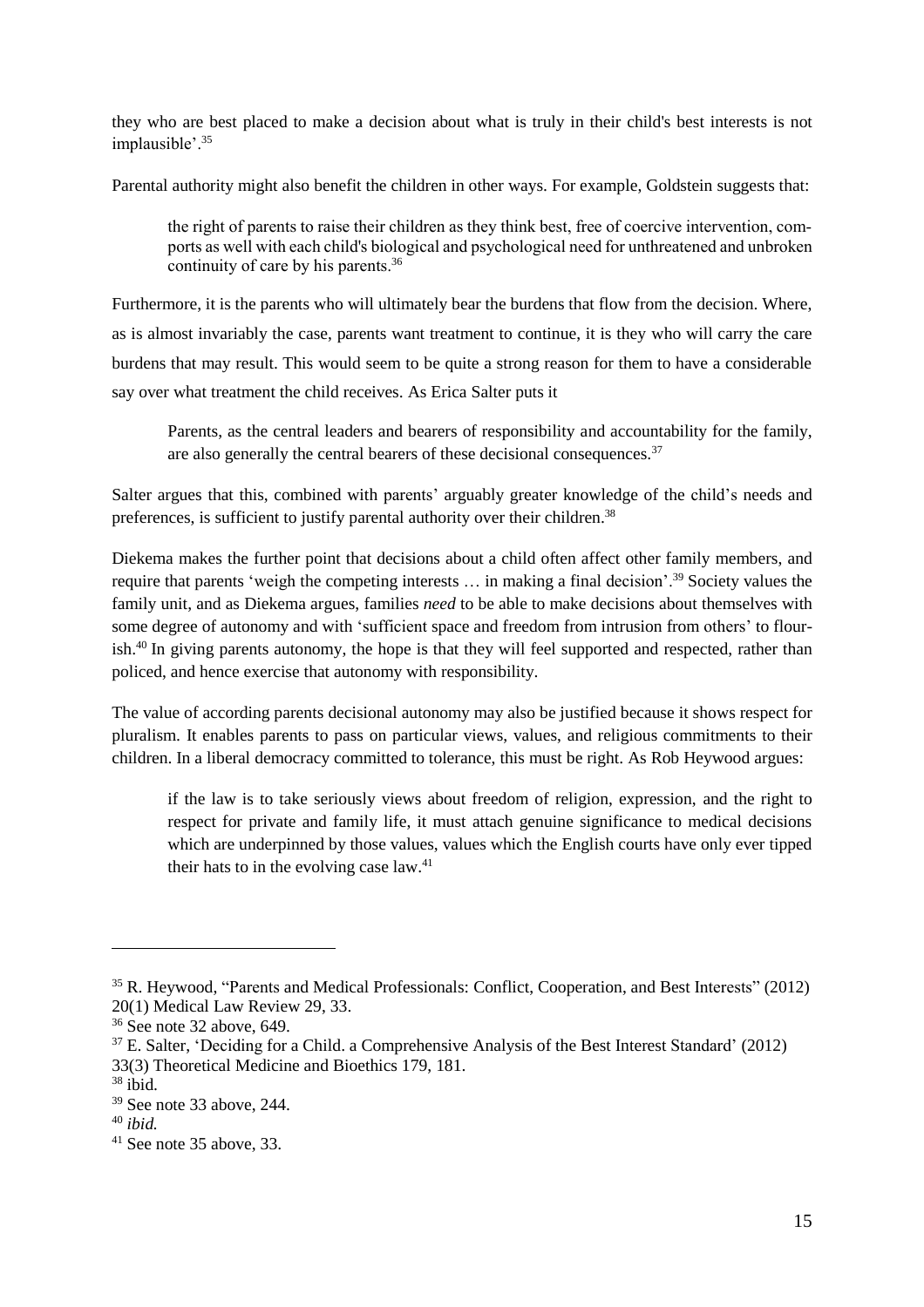they who are best placed to make a decision about what is truly in their child's best interests is not implausible'.[35]

Parental authority might also benefit the children in other ways. For example, Goldstein suggests that:

> the right of parents to raise their children as they think best, free of coercive intervention, comports as well with each child's biological and psychological need for unthreatened and unbroken continuity of care by his parents.[36]

Furthermore, it is the parents who will ultimately bear the burdens that flow from the decision. Where, as is almost invariably the case, parents want treatment to continue, it is they who will carry the care burdens that may result. This would seem to be quite a strong reason for them to have a considerable say over what treatment the child receives. As Erica Salter puts it

> Parents, as the central leaders and bearers of responsibility and accountability for the family, are also generally the central bearers of these decisional consequences.[37]

Salter argues that this, combined with parents' arguably greater knowledge of the child's needs and preferences, is sufficient to justify parental authority over their children.[38]

Diekema makes the further point that decisions about a child often affect other family members, and require that parents 'weigh the competing interests … in making a final decision'.[39] Society values the family unit, and as Diekema argues, families *need* to be able to make decisions about themselves with some degree of autonomy and with 'sufficient space and freedom from intrusion from others' to flourish.[40] In giving parents autonomy, the hope is that they will feel supported and respected, rather than policed, and hence exercise that autonomy with responsibility.

The value of according parents decisional autonomy may also be justified because it shows respect for pluralism. It enables parents to pass on particular views, values, and religious commitments to their children. In a liberal democracy committed to tolerance, this must be right. As Rob Heywood argues:

> if the law is to take seriously views about freedom of religion, expression, and the right to respect for private and family life, it must attach genuine significance to medical decisions which are underpinned by those values, values which the English courts have only ever tipped their hats to in the evolving case law.[41]

---

[35] R. Heywood, "Parents and Medical Professionals: Conflict, Cooperation, and Best Interests" (2012) 20(1) Medical Law Review 29, 33.

[36] See note 32 above, 649.

[37] E. Salter, 'Deciding for a Child. a Comprehensive Analysis of the Best Interest Standard' (2012) 33(3) Theoretical Medicine and Bioethics 179, 181.

[38] ibid.

[39] See note 33 above, 244.

[40] *ibid.*

[41] See note 35 above, 33.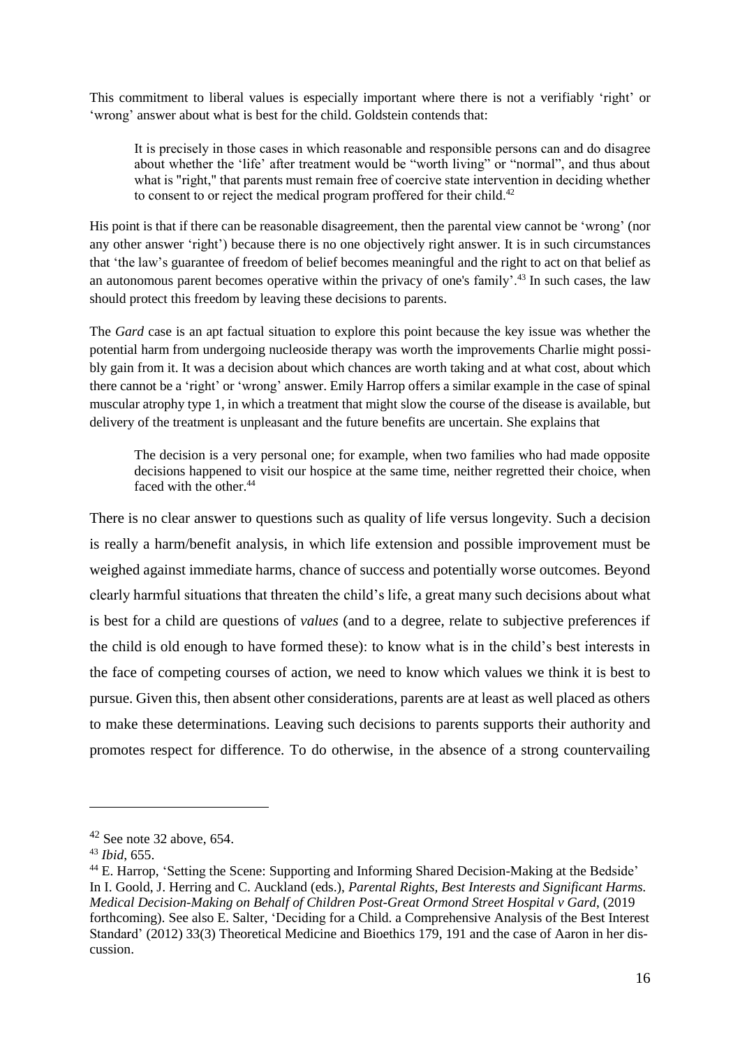This commitment to liberal values is especially important where there is not a verifiably 'right' or 'wrong' answer about what is best for the child. Goldstein contends that:

> It is precisely in those cases in which reasonable and responsible persons can and do disagree about whether the 'life' after treatment would be "worth living" or "normal", and thus about what is "right," that parents must remain free of coercive state intervention in deciding whether to consent to or reject the medical program proffered for their child.[42]

His point is that if there can be reasonable disagreement, then the parental view cannot be 'wrong' (nor any other answer 'right') because there is no one objectively right answer. It is in such circumstances that 'the law's guarantee of freedom of belief becomes meaningful and the right to act on that belief as an autonomous parent becomes operative within the privacy of one's family'.[43] In such cases, the law should protect this freedom by leaving these decisions to parents.

The *Gard* case is an apt factual situation to explore this point because the key issue was whether the potential harm from undergoing nucleoside therapy was worth the improvements Charlie might possibly gain from it. It was a decision about which chances are worth taking and at what cost, about which there cannot be a 'right' or 'wrong' answer. Emily Harrop offers a similar example in the case of spinal muscular atrophy type 1, in which a treatment that might slow the course of the disease is available, but delivery of the treatment is unpleasant and the future benefits are uncertain. She explains that

> The decision is a very personal one; for example, when two families who had made opposite decisions happened to visit our hospice at the same time, neither regretted their choice, when faced with the other.[44]

There is no clear answer to questions such as quality of life versus longevity. Such a decision is really a harm/benefit analysis, in which life extension and possible improvement must be weighed against immediate harms, chance of success and potentially worse outcomes. Beyond clearly harmful situations that threaten the child's life, a great many such decisions about what is best for a child are questions of *values* (and to a degree, relate to subjective preferences if the child is old enough to have formed these): to know what is in the child's best interests in the face of competing courses of action, we need to know which values we think it is best to pursue. Given this, then absent other considerations, parents are at least as well placed as others to make these determinations. Leaving such decisions to parents supports their authority and promotes respect for difference. To do otherwise, in the absence of a strong countervailing

---

[42] See note 32 above, 654.

[43] *Ibid*, 655.

[44] E. Harrop, 'Setting the Scene: Supporting and Informing Shared Decision-Making at the Bedside' In I. Goold, J. Herring and C. Auckland (eds.), *Parental Rights, Best Interests and Significant Harms. Medical Decision-Making on Behalf of Children Post-Great Ormond Street Hospital v Gard*, (2019 forthcoming). See also E. Salter, 'Deciding for a Child. a Comprehensive Analysis of the Best Interest Standard' (2012) 33(3) Theoretical Medicine and Bioethics 179, 191 and the case of Aaron in her discussion.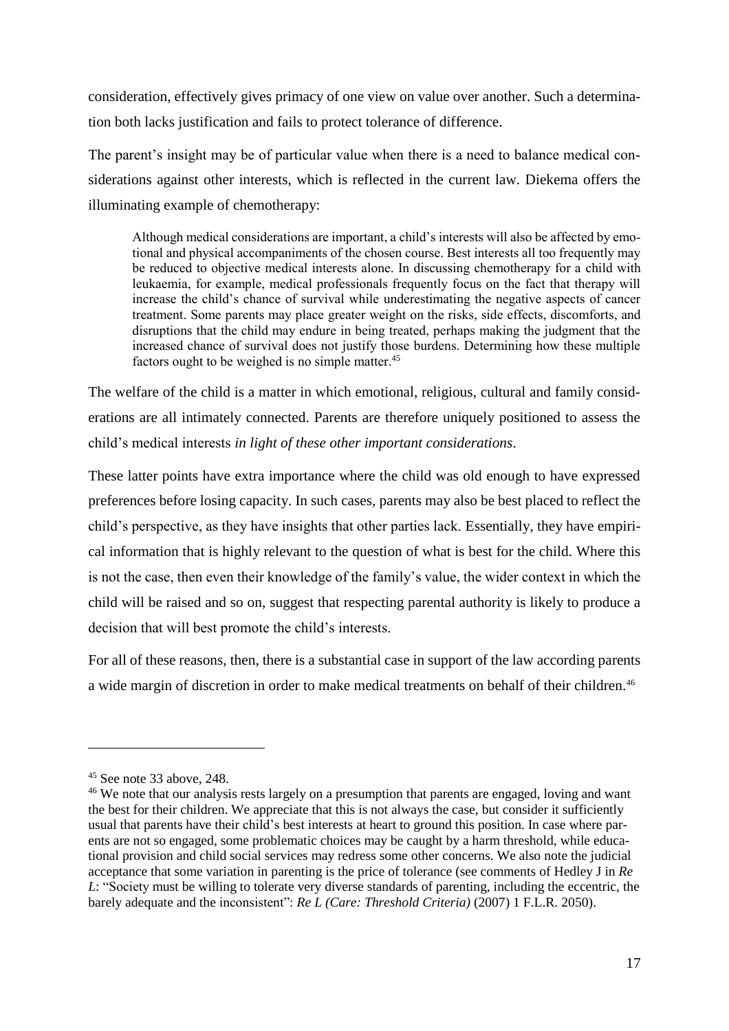consideration, effectively gives primacy of one view on value over another. Such a determination both lacks justification and fails to protect tolerance of difference.

The parent's insight may be of particular value when there is a need to balance medical considerations against other interests, which is reflected in the current law. Diekema offers the illuminating example of chemotherapy:

> Although medical considerations are important, a child's interests will also be affected by emotional and physical accompaniments of the chosen course. Best interests all too frequently may be reduced to objective medical interests alone. In discussing chemotherapy for a child with leukaemia, for example, medical professionals frequently focus on the fact that therapy will increase the child's chance of survival while underestimating the negative aspects of cancer treatment. Some parents may place greater weight on the risks, side effects, discomforts, and disruptions that the child may endure in being treated, perhaps making the judgment that the increased chance of survival does not justify those burdens. Determining how these multiple factors ought to be weighed is no simple matter.[45]

The welfare of the child is a matter in which emotional, religious, cultural and family considerations are all intimately connected. Parents are therefore uniquely positioned to assess the child's medical interests *in light of these other important considerations*.

These latter points have extra importance where the child was old enough to have expressed preferences before losing capacity. In such cases, parents may also be best placed to reflect the child's perspective, as they have insights that other parties lack. Essentially, they have empirical information that is highly relevant to the question of what is best for the child. Where this is not the case, then even their knowledge of the family's value, the wider context in which the child will be raised and so on, suggest that respecting parental authority is likely to produce a decision that will best promote the child's interests.

For all of these reasons, then, there is a substantial case in support of the law according parents a wide margin of discretion in order to make medical treatments on behalf of their children.[46]

---

[45] See note 33 above, 248.

[46] We note that our analysis rests largely on a presumption that parents are engaged, loving and want the best for their children. We appreciate that this is not always the case, but consider it sufficiently usual that parents have their child's best interests at heart to ground this position. In case where parents are not so engaged, some problematic choices may be caught by a harm threshold, while educational provision and child social services may redress some other concerns. We also note the judicial acceptance that some variation in parenting is the price of tolerance (see comments of Hedley J in *Re L*: "Society must be willing to tolerate very diverse standards of parenting, including the eccentric, the barely adequate and the inconsistent": *Re L (Care: Threshold Criteria)* (2007) 1 F.L.R. 2050).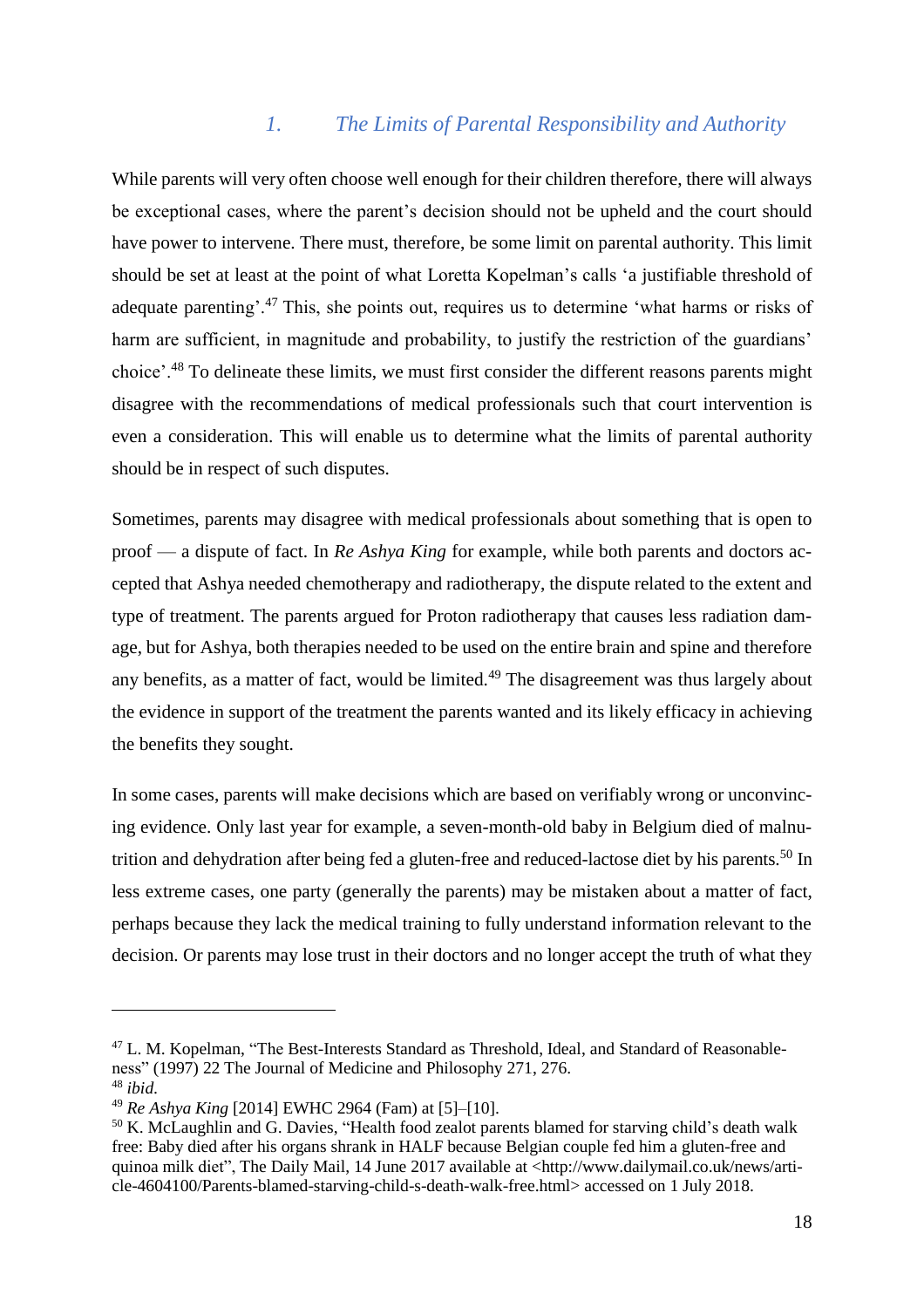## *1. The Limits of Parental Responsibility and Authority*

While parents will very often choose well enough for their children therefore, there will always be exceptional cases, where the parent's decision should not be upheld and the court should have power to intervene. There must, therefore, be some limit on parental authority. This limit should be set at least at the point of what Loretta Kopelman's calls 'a justifiable threshold of adequate parenting'.[47] This, she points out, requires us to determine 'what harms or risks of harm are sufficient, in magnitude and probability, to justify the restriction of the guardians' choice'.[48] To delineate these limits, we must first consider the different reasons parents might disagree with the recommendations of medical professionals such that court intervention is even a consideration. This will enable us to determine what the limits of parental authority should be in respect of such disputes.

Sometimes, parents may disagree with medical professionals about something that is open to proof — a dispute of fact. In *Re Ashya King* for example, while both parents and doctors accepted that Ashya needed chemotherapy and radiotherapy, the dispute related to the extent and type of treatment. The parents argued for Proton radiotherapy that causes less radiation damage, but for Ashya, both therapies needed to be used on the entire brain and spine and therefore any benefits, as a matter of fact, would be limited.[49] The disagreement was thus largely about the evidence in support of the treatment the parents wanted and its likely efficacy in achieving the benefits they sought.

In some cases, parents will make decisions which are based on verifiably wrong or unconvincing evidence. Only last year for example, a seven-month-old baby in Belgium died of malnutrition and dehydration after being fed a gluten-free and reduced-lactose diet by his parents.[50] In less extreme cases, one party (generally the parents) may be mistaken about a matter of fact, perhaps because they lack the medical training to fully understand information relevant to the decision. Or parents may lose trust in their doctors and no longer accept the truth of what they

---

[47] L. M. Kopelman, "The Best-Interests Standard as Threshold, Ideal, and Standard of Reasonableness" (1997) 22 The Journal of Medicine and Philosophy 271, 276.

[48] *ibid.*

[49] *Re Ashya King* [2014] EWHC 2964 (Fam) at [5]–[10].

[50] K. McLaughlin and G. Davies, "Health food zealot parents blamed for starving child's death walk free: Baby died after his organs shrank in HALF because Belgian couple fed him a gluten-free and quinoa milk diet", The Daily Mail, 14 June 2017 available at <http://www.dailymail.co.uk/news/article-4604100/Parents-blamed-starving-child-s-death-walk-free.html> accessed on 1 July 2018.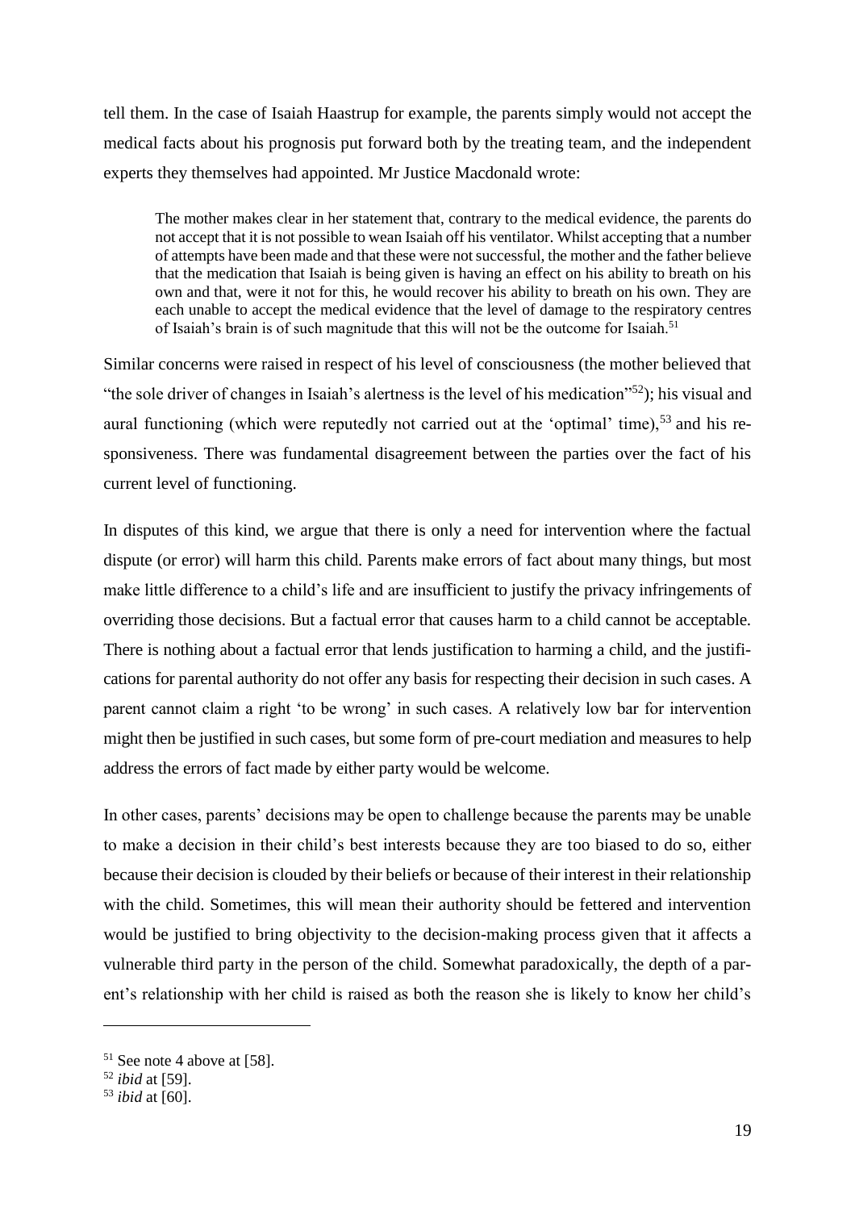tell them. In the case of Isaiah Haastrup for example, the parents simply would not accept the medical facts about his prognosis put forward both by the treating team, and the independent experts they themselves had appointed. Mr Justice Macdonald wrote:

> The mother makes clear in her statement that, contrary to the medical evidence, the parents do not accept that it is not possible to wean Isaiah off his ventilator. Whilst accepting that a number of attempts have been made and that these were not successful, the mother and the father believe that the medication that Isaiah is being given is having an effect on his ability to breath on his own and that, were it not for this, he would recover his ability to breath on his own. They are each unable to accept the medical evidence that the level of damage to the respiratory centres of Isaiah's brain is of such magnitude that this will not be the outcome for Isaiah.[51]

Similar concerns were raised in respect of his level of consciousness (the mother believed that "the sole driver of changes in Isaiah's alertness is the level of his medication"[52]); his visual and aural functioning (which were reputedly not carried out at the 'optimal' time),[53] and his responsiveness. There was fundamental disagreement between the parties over the fact of his current level of functioning.

In disputes of this kind, we argue that there is only a need for intervention where the factual dispute (or error) will harm this child. Parents make errors of fact about many things, but most make little difference to a child's life and are insufficient to justify the privacy infringements of overriding those decisions. But a factual error that causes harm to a child cannot be acceptable. There is nothing about a factual error that lends justification to harming a child, and the justifications for parental authority do not offer any basis for respecting their decision in such cases. A parent cannot claim a right 'to be wrong' in such cases. A relatively low bar for intervention might then be justified in such cases, but some form of pre-court mediation and measures to help address the errors of fact made by either party would be welcome.

In other cases, parents' decisions may be open to challenge because the parents may be unable to make a decision in their child's best interests because they are too biased to do so, either because their decision is clouded by their beliefs or because of their interest in their relationship with the child. Sometimes, this will mean their authority should be fettered and intervention would be justified to bring objectivity to the decision-making process given that it affects a vulnerable third party in the person of the child. Somewhat paradoxically, the depth of a parent's relationship with her child is raised as both the reason she is likely to know her child's

---

[51] See note 4 above at [58].

[52] *ibid* at [59].

[53] *ibid* at [60].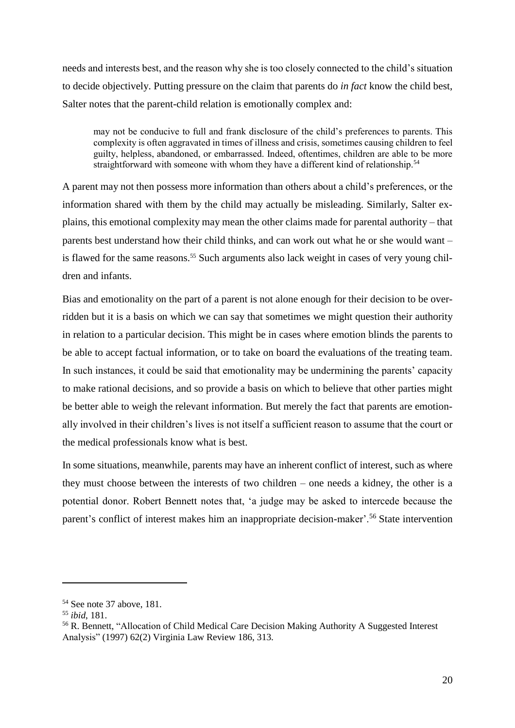needs and interests best, and the reason why she is too closely connected to the child's situation to decide objectively. Putting pressure on the claim that parents do *in fact* know the child best, Salter notes that the parent-child relation is emotionally complex and:

> may not be conducive to full and frank disclosure of the child's preferences to parents. This complexity is often aggravated in times of illness and crisis, sometimes causing children to feel guilty, helpless, abandoned, or embarrassed. Indeed, oftentimes, children are able to be more straightforward with someone with whom they have a different kind of relationship.[54]

A parent may not then possess more information than others about a child's preferences, or the information shared with them by the child may actually be misleading. Similarly, Salter explains, this emotional complexity may mean the other claims made for parental authority – that parents best understand how their child thinks, and can work out what he or she would want – is flawed for the same reasons.[55] Such arguments also lack weight in cases of very young children and infants.

Bias and emotionality on the part of a parent is not alone enough for their decision to be overridden but it is a basis on which we can say that sometimes we might question their authority in relation to a particular decision. This might be in cases where emotion blinds the parents to be able to accept factual information, or to take on board the evaluations of the treating team. In such instances, it could be said that emotionality may be undermining the parents' capacity to make rational decisions, and so provide a basis on which to believe that other parties might be better able to weigh the relevant information. But merely the fact that parents are emotionally involved in their children's lives is not itself a sufficient reason to assume that the court or the medical professionals know what is best.

In some situations, meanwhile, parents may have an inherent conflict of interest, such as where they must choose between the interests of two children – one needs a kidney, the other is a potential donor. Robert Bennett notes that, 'a judge may be asked to intercede because the parent's conflict of interest makes him an inappropriate decision-maker'.[56] State intervention

---

[54] See note 37 above, 181.

[55] *ibid*, 181.

[56] R. Bennett, "Allocation of Child Medical Care Decision Making Authority A Suggested Interest Analysis" (1997) 62(2) Virginia Law Review 186, 313.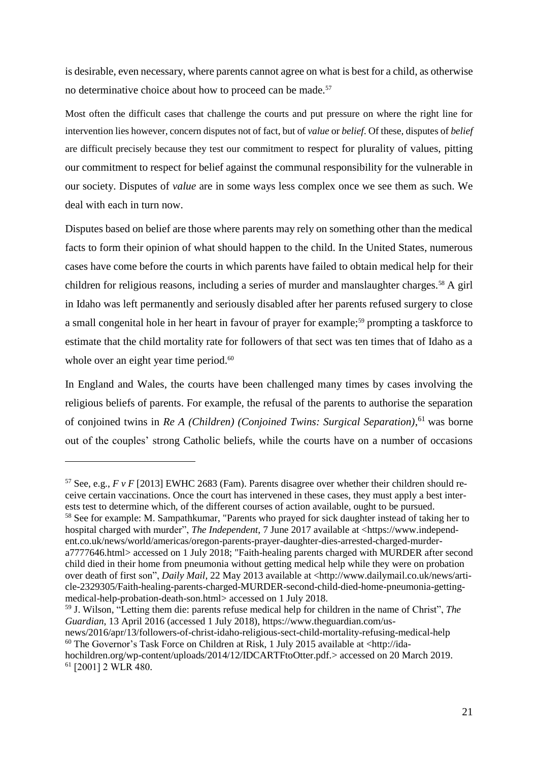is desirable, even necessary, where parents cannot agree on what is best for a child, as otherwise no determinative choice about how to proceed can be made.[57]

Most often the difficult cases that challenge the courts and put pressure on where the right line for intervention lies however, concern disputes not of fact, but of *value* or *belief*. Of these, disputes of *belief* are difficult precisely because they test our commitment to respect for plurality of values, pitting our commitment to respect for belief against the communal responsibility for the vulnerable in our society. Disputes of *value* are in some ways less complex once we see them as such. We deal with each in turn now.

Disputes based on belief are those where parents may rely on something other than the medical facts to form their opinion of what should happen to the child. In the United States, numerous cases have come before the courts in which parents have failed to obtain medical help for their children for religious reasons, including a series of murder and manslaughter charges.[58] A girl in Idaho was left permanently and seriously disabled after her parents refused surgery to close a small congenital hole in her heart in favour of prayer for example;[59] prompting a taskforce to estimate that the child mortality rate for followers of that sect was ten times that of Idaho as a whole over an eight year time period.[60]

In England and Wales, the courts have been challenged many times by cases involving the religious beliefs of parents. For example, the refusal of the parents to authorise the separation of conjoined twins in *Re A (Children) (Conjoined Twins: Surgical Separation)*,[61] was borne out of the couples' strong Catholic beliefs, while the courts have on a number of occasions

---

[57] See, e.g., *F v F* [2013] EWHC 2683 (Fam). Parents disagree over whether their children should receive certain vaccinations. Once the court has intervened in these cases, they must apply a best interests test to determine which, of the different courses of action available, ought to be pursued.

[58] See for example: M. Sampathkumar, "Parents who prayed for sick daughter instead of taking her to hospital charged with murder", *The Independent*, 7 June 2017 available at <https://www.independent.co.uk/news/world/americas/oregon-parents-prayer-daughter-dies-arrested-charged-murder-a7777646.html> accessed on 1 July 2018; "Faith-healing parents charged with MURDER after second child died in their home from pneumonia without getting medical help while they were on probation over death of first son", *Daily Mail*, 22 May 2013 available at <http://www.dailymail.co.uk/news/article-2329305/Faith-healing-parents-charged-MURDER-second-child-died-home-pneumonia-getting-medical-help-probation-death-son.html> accessed on 1 July 2018.

[59] J. Wilson, "Letting them die: parents refuse medical help for children in the name of Christ", *The Guardian*, 13 April 2016 (accessed 1 July 2018), https://www.theguardian.com/us-news/2016/apr/13/followers-of-christ-idaho-religious-sect-child-mortality-refusing-medical-help

[60] The Governor's Task Force on Children at Risk, 1 July 2015 available at <http://idahochildren.org/wp-content/uploads/2014/12/IDCARTFtoOtter.pdf.> accessed on 20 March 2019.

[61] [2001] 2 WLR 480.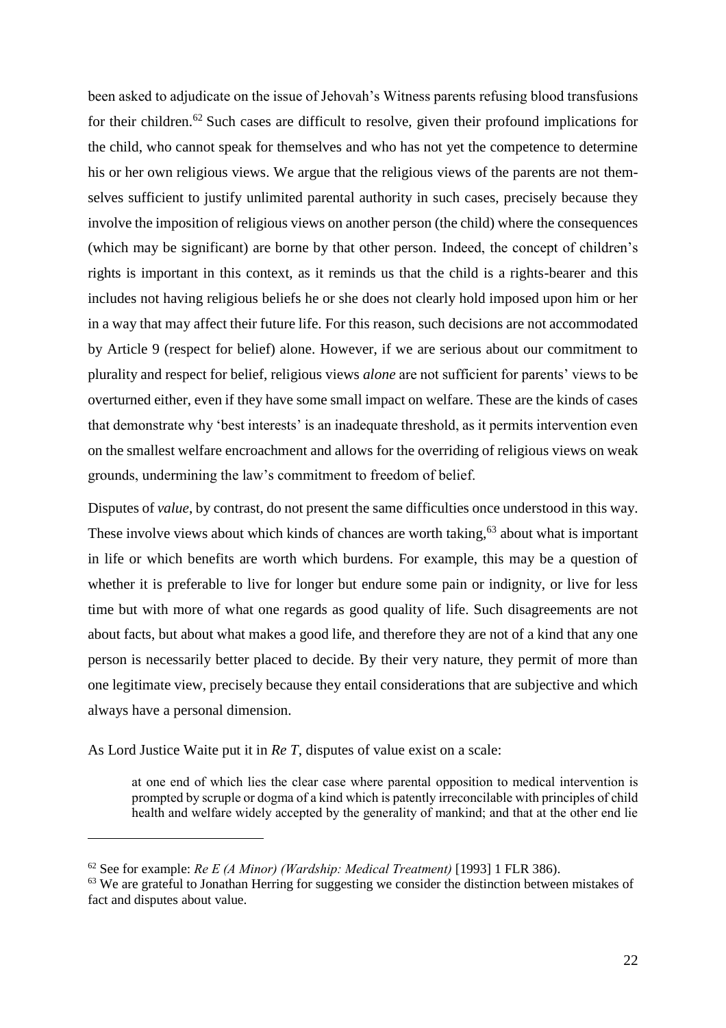been asked to adjudicate on the issue of Jehovah's Witness parents refusing blood transfusions for their children.[62] Such cases are difficult to resolve, given their profound implications for the child, who cannot speak for themselves and who has not yet the competence to determine his or her own religious views. We argue that the religious views of the parents are not themselves sufficient to justify unlimited parental authority in such cases, precisely because they involve the imposition of religious views on another person (the child) where the consequences (which may be significant) are borne by that other person. Indeed, the concept of children's rights is important in this context, as it reminds us that the child is a rights-bearer and this includes not having religious beliefs he or she does not clearly hold imposed upon him or her in a way that may affect their future life. For this reason, such decisions are not accommodated by Article 9 (respect for belief) alone. However, if we are serious about our commitment to plurality and respect for belief, religious views *alone* are not sufficient for parents' views to be overturned either, even if they have some small impact on welfare. These are the kinds of cases that demonstrate why 'best interests' is an inadequate threshold, as it permits intervention even on the smallest welfare encroachment and allows for the overriding of religious views on weak grounds, undermining the law's commitment to freedom of belief.

Disputes of *value*, by contrast, do not present the same difficulties once understood in this way. These involve views about which kinds of chances are worth taking,[63] about what is important in life or which benefits are worth which burdens. For example, this may be a question of whether it is preferable to live for longer but endure some pain or indignity, or live for less time but with more of what one regards as good quality of life. Such disagreements are not about facts, but about what makes a good life, and therefore they are not of a kind that any one person is necessarily better placed to decide. By their very nature, they permit of more than one legitimate view, precisely because they entail considerations that are subjective and which always have a personal dimension.

As Lord Justice Waite put it in *Re T*, disputes of value exist on a scale:

> at one end of which lies the clear case where parental opposition to medical intervention is prompted by scruple or dogma of a kind which is patently irreconcilable with principles of child health and welfare widely accepted by the generality of mankind; and that at the other end lie

---

[62] See for example: *Re E (A Minor) (Wardship: Medical Treatment)* [1993] 1 FLR 386).

[63] We are grateful to Jonathan Herring for suggesting we consider the distinction between mistakes of fact and disputes about value.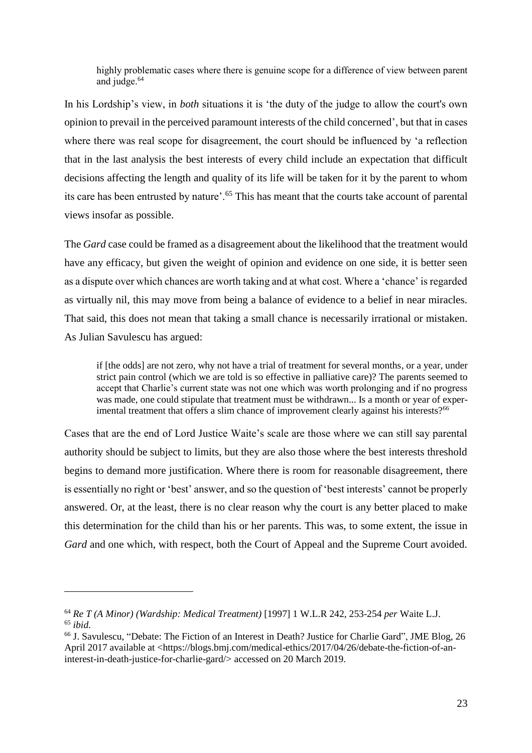> highly problematic cases where there is genuine scope for a difference of view between parent and judge.[64]

In his Lordship's view, in *both* situations it is 'the duty of the judge to allow the court's own opinion to prevail in the perceived paramount interests of the child concerned', but that in cases where there was real scope for disagreement, the court should be influenced by 'a reflection that in the last analysis the best interests of every child include an expectation that difficult decisions affecting the length and quality of its life will be taken for it by the parent to whom its care has been entrusted by nature'.[65] This has meant that the courts take account of parental views insofar as possible.

The *Gard* case could be framed as a disagreement about the likelihood that the treatment would have any efficacy, but given the weight of opinion and evidence on one side, it is better seen as a dispute over which chances are worth taking and at what cost. Where a 'chance' is regarded as virtually nil, this may move from being a balance of evidence to a belief in near miracles. That said, this does not mean that taking a small chance is necessarily irrational or mistaken. As Julian Savulescu has argued:

> if [the odds] are not zero, why not have a trial of treatment for several months, or a year, under strict pain control (which we are told is so effective in palliative care)? The parents seemed to accept that Charlie's current state was not one which was worth prolonging and if no progress was made, one could stipulate that treatment must be withdrawn... Is a month or year of experimental treatment that offers a slim chance of improvement clearly against his interests?[66]

Cases that are the end of Lord Justice Waite's scale are those where we can still say parental authority should be subject to limits, but they are also those where the best interests threshold begins to demand more justification. Where there is room for reasonable disagreement, there is essentially no right or 'best' answer, and so the question of 'best interests' cannot be properly answered. Or, at the least, there is no clear reason why the court is any better placed to make this determination for the child than his or her parents. This was, to some extent, the issue in *Gard* and one which, with respect, both the Court of Appeal and the Supreme Court avoided.

---

[64] *Re T (A Minor) (Wardship: Medical Treatment)* [1997] 1 W.L.R 242, 253-254 *per* Waite L.J.

[65] *ibid.*

[66] J. Savulescu, "Debate: The Fiction of an Interest in Death? Justice for Charlie Gard", JME Blog, 26 April 2017 available at <https://blogs.bmj.com/medical-ethics/2017/04/26/debate-the-fiction-of-an-interest-in-death-justice-for-charlie-gard/> accessed on 20 March 2019.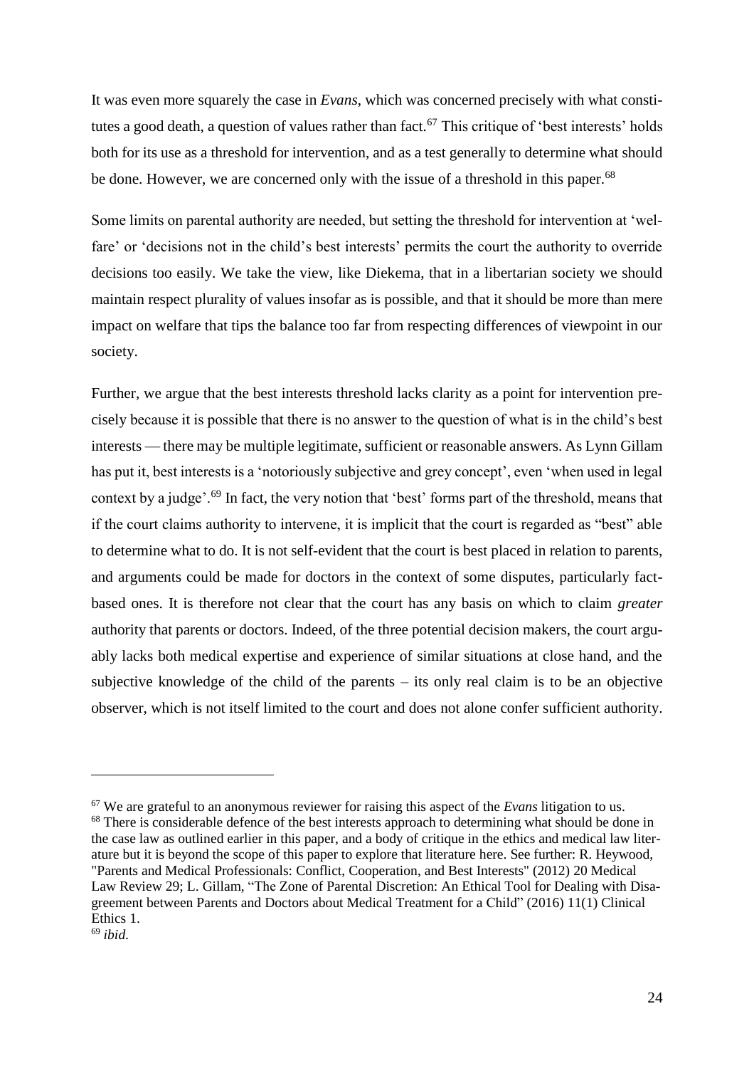It was even more squarely the case in *Evans*, which was concerned precisely with what constitutes a good death, a question of values rather than fact.[67] This critique of 'best interests' holds both for its use as a threshold for intervention, and as a test generally to determine what should be done. However, we are concerned only with the issue of a threshold in this paper.[68]

Some limits on parental authority are needed, but setting the threshold for intervention at 'welfare' or 'decisions not in the child's best interests' permits the court the authority to override decisions too easily. We take the view, like Diekema, that in a libertarian society we should maintain respect plurality of values insofar as is possible, and that it should be more than mere impact on welfare that tips the balance too far from respecting differences of viewpoint in our society.

Further, we argue that the best interests threshold lacks clarity as a point for intervention precisely because it is possible that there is no answer to the question of what is in the child's best interests — there may be multiple legitimate, sufficient or reasonable answers. As Lynn Gillam has put it, best interests is a 'notoriously subjective and grey concept', even 'when used in legal context by a judge'.[69] In fact, the very notion that 'best' forms part of the threshold, means that if the court claims authority to intervene, it is implicit that the court is regarded as "best" able to determine what to do. It is not self-evident that the court is best placed in relation to parents, and arguments could be made for doctors in the context of some disputes, particularly fact-based ones. It is therefore not clear that the court has any basis on which to claim *greater* authority that parents or doctors. Indeed, of the three potential decision makers, the court arguably lacks both medical expertise and experience of similar situations at close hand, and the subjective knowledge of the child of the parents – its only real claim is to be an objective observer, which is not itself limited to the court and does not alone confer sufficient authority.

---

[67] We are grateful to an anonymous reviewer for raising this aspect of the *Evans* litigation to us.

[68] There is considerable defence of the best interests approach to determining what should be done in the case law as outlined earlier in this paper, and a body of critique in the ethics and medical law literature but it is beyond the scope of this paper to explore that literature here. See further: R. Heywood, "Parents and Medical Professionals: Conflict, Cooperation, and Best Interests" (2012) 20 Medical Law Review 29; L. Gillam, "The Zone of Parental Discretion: An Ethical Tool for Dealing with Disagreement between Parents and Doctors about Medical Treatment for a Child" (2016) 11(1) Clinical Ethics 1.

[69] *ibid.*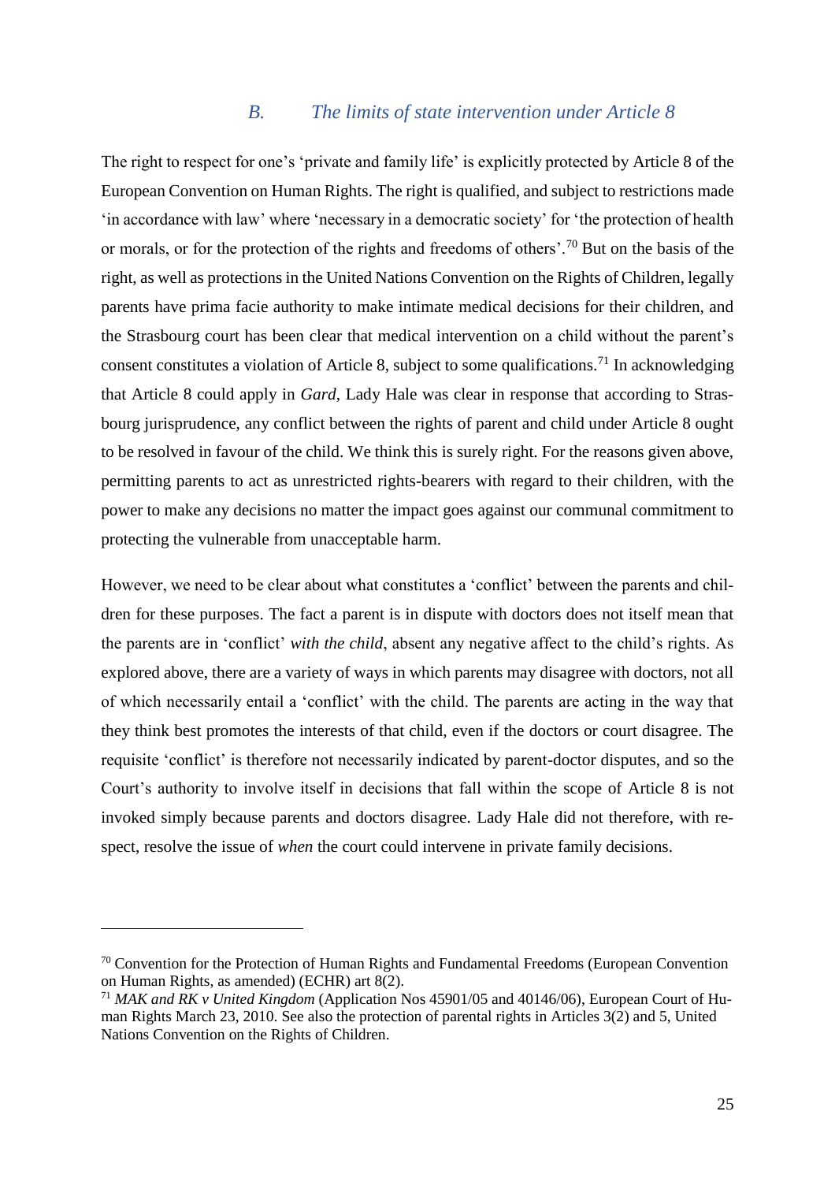### B. *The limits of state intervention under Article 8*

The right to respect for one's 'private and family life' is explicitly protected by Article 8 of the European Convention on Human Rights. The right is qualified, and subject to restrictions made 'in accordance with law' where 'necessary in a democratic society' for 'the protection of health or morals, or for the protection of the rights and freedoms of others'.[70] But on the basis of the right, as well as protections in the United Nations Convention on the Rights of Children, legally parents have prima facie authority to make intimate medical decisions for their children, and the Strasbourg court has been clear that medical intervention on a child without the parent's consent constitutes a violation of Article 8, subject to some qualifications.[71] In acknowledging that Article 8 could apply in *Gard*, Lady Hale was clear in response that according to Strasbourg jurisprudence, any conflict between the rights of parent and child under Article 8 ought to be resolved in favour of the child. We think this is surely right. For the reasons given above, permitting parents to act as unrestricted rights-bearers with regard to their children, with the power to make any decisions no matter the impact goes against our communal commitment to protecting the vulnerable from unacceptable harm.

However, we need to be clear about what constitutes a 'conflict' between the parents and children for these purposes. The fact a parent is in dispute with doctors does not itself mean that the parents are in 'conflict' *with the child*, absent any negative affect to the child's rights. As explored above, there are a variety of ways in which parents may disagree with doctors, not all of which necessarily entail a 'conflict' with the child. The parents are acting in the way that they think best promotes the interests of that child, even if the doctors or court disagree. The requisite 'conflict' is therefore not necessarily indicated by parent-doctor disputes, and so the Court's authority to involve itself in decisions that fall within the scope of Article 8 is not invoked simply because parents and doctors disagree. Lady Hale did not therefore, with respect, resolve the issue of *when* the court could intervene in private family decisions.

---

[70] Convention for the Protection of Human Rights and Fundamental Freedoms (European Convention on Human Rights, as amended) (ECHR) art 8(2).

[71] *MAK and RK v United Kingdom* (Application Nos 45901/05 and 40146/06), European Court of Human Rights March 23, 2010. See also the protection of parental rights in Articles 3(2) and 5, United Nations Convention on the Rights of Children.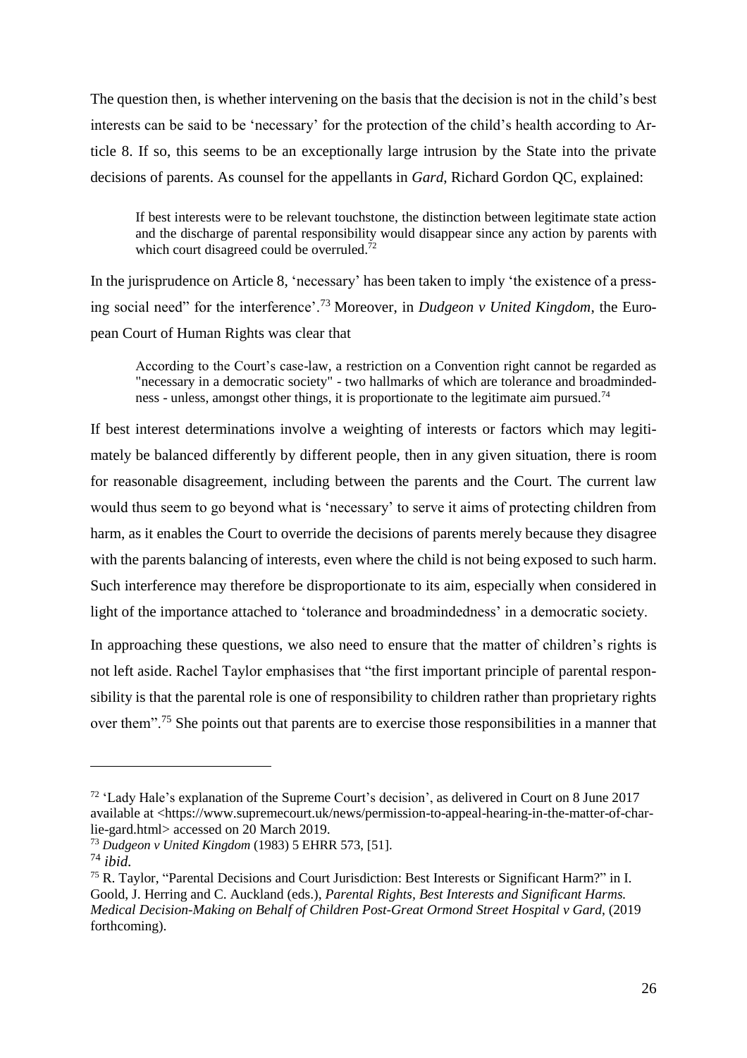The question then, is whether intervening on the basis that the decision is not in the child's best interests can be said to be 'necessary' for the protection of the child's health according to Article 8. If so, this seems to be an exceptionally large intrusion by the State into the private decisions of parents. As counsel for the appellants in *Gard*, Richard Gordon QC, explained:

> If best interests were to be relevant touchstone, the distinction between legitimate state action and the discharge of parental responsibility would disappear since any action by parents with which court disagreed could be overruled.[72]

In the jurisprudence on Article 8, 'necessary' has been taken to imply 'the existence of a pressing social need" for the interference'.[73] Moreover, in *Dudgeon v United Kingdom*, the European Court of Human Rights was clear that

> According to the Court's case-law, a restriction on a Convention right cannot be regarded as "necessary in a democratic society" - two hallmarks of which are tolerance and broadmindedness - unless, amongst other things, it is proportionate to the legitimate aim pursued.[74]

If best interest determinations involve a weighting of interests or factors which may legitimately be balanced differently by different people, then in any given situation, there is room for reasonable disagreement, including between the parents and the Court. The current law would thus seem to go beyond what is 'necessary' to serve it aims of protecting children from harm, as it enables the Court to override the decisions of parents merely because they disagree with the parents balancing of interests, even where the child is not being exposed to such harm. Such interference may therefore be disproportionate to its aim, especially when considered in light of the importance attached to 'tolerance and broadmindedness' in a democratic society.

In approaching these questions, we also need to ensure that the matter of children's rights is not left aside. Rachel Taylor emphasises that "the first important principle of parental responsibility is that the parental role is one of responsibility to children rather than proprietary rights over them".[75] She points out that parents are to exercise those responsibilities in a manner that

---

[72] 'Lady Hale's explanation of the Supreme Court's decision', as delivered in Court on 8 June 2017 available at <https://www.supremecourt.uk/news/permission-to-appeal-hearing-in-the-matter-of-charlie-gard.html> accessed on 20 March 2019.

[73] *Dudgeon v United Kingdom* (1983) 5 EHRR 573, [51].

[74] *ibid.*

[75] R. Taylor, "Parental Decisions and Court Jurisdiction: Best Interests or Significant Harm?" in I. Goold, J. Herring and C. Auckland (eds.), *Parental Rights, Best Interests and Significant Harms. Medical Decision-Making on Behalf of Children Post-Great Ormond Street Hospital v Gard*, (2019 forthcoming).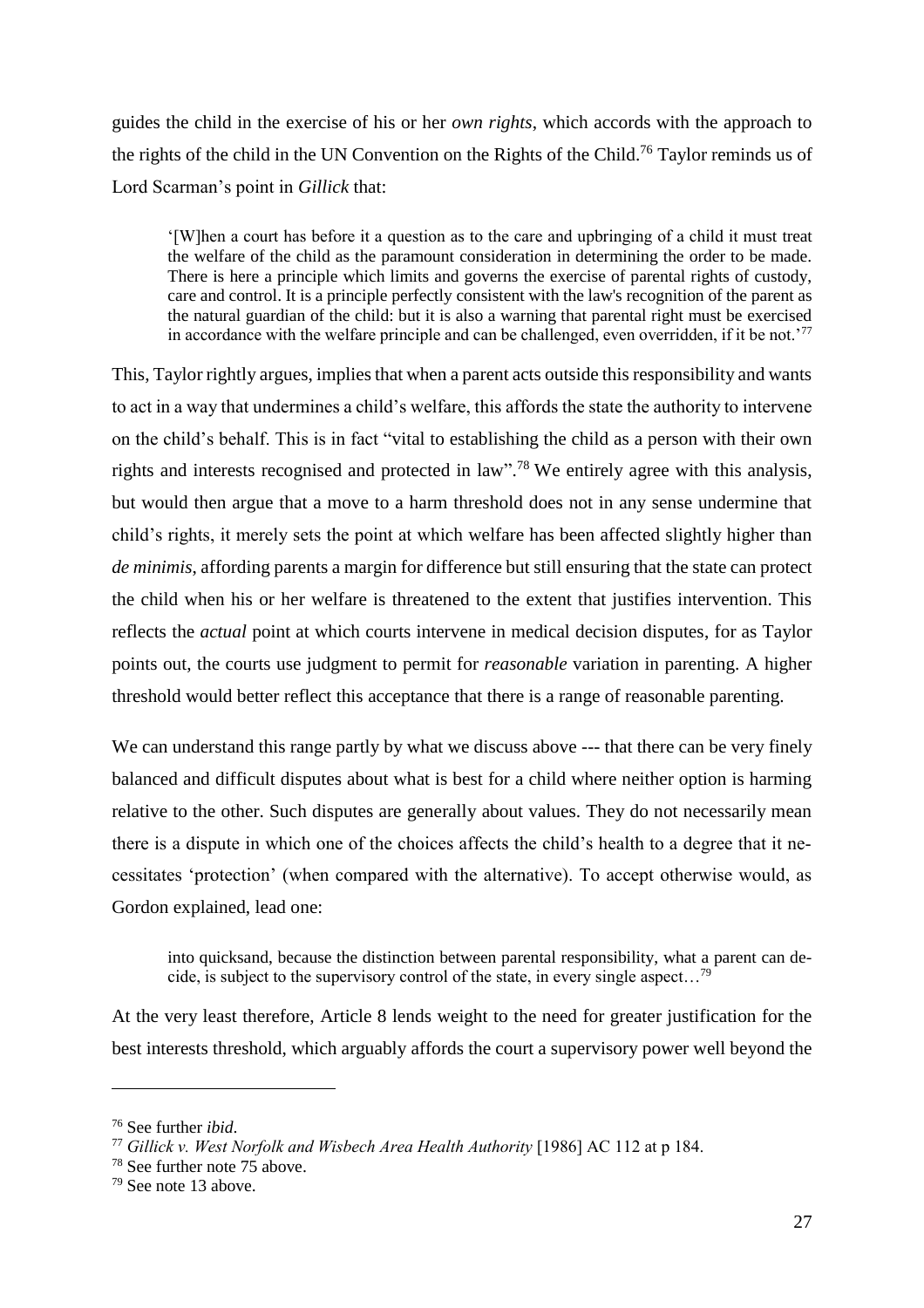guides the child in the exercise of his or her *own rights*, which accords with the approach to the rights of the child in the UN Convention on the Rights of the Child.[76] Taylor reminds us of Lord Scarman's point in *Gillick* that:

> '[W]hen a court has before it a question as to the care and upbringing of a child it must treat the welfare of the child as the paramount consideration in determining the order to be made. There is here a principle which limits and governs the exercise of parental rights of custody, care and control. It is a principle perfectly consistent with the law's recognition of the parent as the natural guardian of the child: but it is also a warning that parental right must be exercised in accordance with the welfare principle and can be challenged, even overridden, if it be not.'[77]

This, Taylor rightly argues, implies that when a parent acts outside this responsibility and wants to act in a way that undermines a child's welfare, this affords the state the authority to intervene on the child's behalf. This is in fact "vital to establishing the child as a person with their own rights and interests recognised and protected in law".[78] We entirely agree with this analysis, but would then argue that a move to a harm threshold does not in any sense undermine that child's rights, it merely sets the point at which welfare has been affected slightly higher than *de minimis*, affording parents a margin for difference but still ensuring that the state can protect the child when his or her welfare is threatened to the extent that justifies intervention. This reflects the *actual* point at which courts intervene in medical decision disputes, for as Taylor points out, the courts use judgment to permit for *reasonable* variation in parenting. A higher threshold would better reflect this acceptance that there is a range of reasonable parenting.

We can understand this range partly by what we discuss above --- that there can be very finely balanced and difficult disputes about what is best for a child where neither option is harming relative to the other. Such disputes are generally about values. They do not necessarily mean there is a dispute in which one of the choices affects the child's health to a degree that it necessitates 'protection' (when compared with the alternative). To accept otherwise would, as Gordon explained, lead one:

> into quicksand, because the distinction between parental responsibility, what a parent can decide, is subject to the supervisory control of the state, in every single aspect…[79]

At the very least therefore, Article 8 lends weight to the need for greater justification for the best interests threshold, which arguably affords the court a supervisory power well beyond the

---

[76] See further *ibid*.

[77] *Gillick v. West Norfolk and Wisbech Area Health Authority* [1986] AC 112 at p 184.

[78] See further note 75 above.

[79] See note 13 above.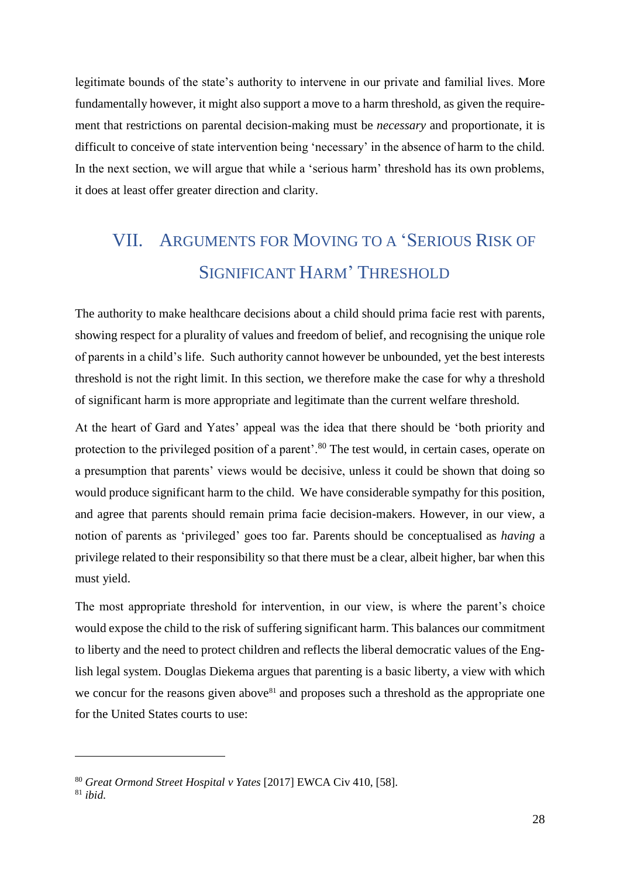legitimate bounds of the state's authority to intervene in our private and familial lives. More fundamentally however, it might also support a move to a harm threshold, as given the requirement that restrictions on parental decision-making must be *necessary* and proportionate, it is difficult to conceive of state intervention being 'necessary' in the absence of harm to the child. In the next section, we will argue that while a 'serious harm' threshold has its own problems, it does at least offer greater direction and clarity.

## VII. Arguments for Moving to a 'Serious Risk of Significant Harm' Threshold

The authority to make healthcare decisions about a child should prima facie rest with parents, showing respect for a plurality of values and freedom of belief, and recognising the unique role of parents in a child's life. Such authority cannot however be unbounded, yet the best interests threshold is not the right limit. In this section, we therefore make the case for why a threshold of significant harm is more appropriate and legitimate than the current welfare threshold.

At the heart of Gard and Yates' appeal was the idea that there should be 'both priority and protection to the privileged position of a parent'.[80] The test would, in certain cases, operate on a presumption that parents' views would be decisive, unless it could be shown that doing so would produce significant harm to the child. We have considerable sympathy for this position, and agree that parents should remain prima facie decision-makers. However, in our view, a notion of parents as 'privileged' goes too far. Parents should be conceptualised as *having* a privilege related to their responsibility so that there must be a clear, albeit higher, bar when this must yield.

The most appropriate threshold for intervention, in our view, is where the parent's choice would expose the child to the risk of suffering significant harm. This balances our commitment to liberty and the need to protect children and reflects the liberal democratic values of the English legal system. Douglas Diekema argues that parenting is a basic liberty, a view with which we concur for the reasons given above[81] and proposes such a threshold as the appropriate one for the United States courts to use:

---

[80] *Great Ormond Street Hospital v Yates* [2017] EWCA Civ 410, [58].

[81] *ibid.*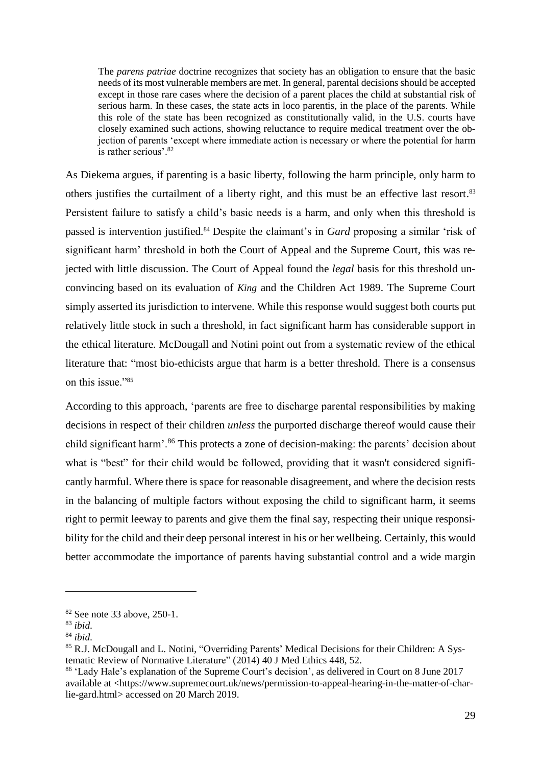> The *parens patriae* doctrine recognizes that society has an obligation to ensure that the basic needs of its most vulnerable members are met. In general, parental decisions should be accepted except in those rare cases where the decision of a parent places the child at substantial risk of serious harm. In these cases, the state acts in loco parentis, in the place of the parents. While this role of the state has been recognized as constitutionally valid, in the U.S. courts have closely examined such actions, showing reluctance to require medical treatment over the objection of parents 'except where immediate action is necessary or where the potential for harm is rather serious'.[82]

As Diekema argues, if parenting is a basic liberty, following the harm principle, only harm to others justifies the curtailment of a liberty right, and this must be an effective last resort.[83] Persistent failure to satisfy a child's basic needs is a harm, and only when this threshold is passed is intervention justified.[84] Despite the claimant's in *Gard* proposing a similar 'risk of significant harm' threshold in both the Court of Appeal and the Supreme Court, this was rejected with little discussion. The Court of Appeal found the *legal* basis for this threshold unconvincing based on its evaluation of *King* and the Children Act 1989. The Supreme Court simply asserted its jurisdiction to intervene. While this response would suggest both courts put relatively little stock in such a threshold, in fact significant harm has considerable support in the ethical literature. McDougall and Notini point out from a systematic review of the ethical literature that: "most bio-ethicists argue that harm is a better threshold. There is a consensus on this issue."[85]

According to this approach, 'parents are free to discharge parental responsibilities by making decisions in respect of their children *unless* the purported discharge thereof would cause their child significant harm'.[86] This protects a zone of decision-making: the parents' decision about what is "best" for their child would be followed, providing that it wasn't considered significantly harmful. Where there is space for reasonable disagreement, and where the decision rests in the balancing of multiple factors without exposing the child to significant harm, it seems right to permit leeway to parents and give them the final say, respecting their unique responsibility for the child and their deep personal interest in his or her wellbeing. Certainly, this would better accommodate the importance of parents having substantial control and a wide margin

---

[82] See note 33 above, 250-1.

[83] *ibid.*

[84] *ibid.*

[85] R.J. McDougall and L. Notini, "Overriding Parents' Medical Decisions for their Children: A Systematic Review of Normative Literature" (2014) 40 J Med Ethics 448, 52.

[86] 'Lady Hale's explanation of the Supreme Court's decision', as delivered in Court on 8 June 2017 available at <https://www.supremecourt.uk/news/permission-to-appeal-hearing-in-the-matter-of-charlie-gard.html> accessed on 20 March 2019.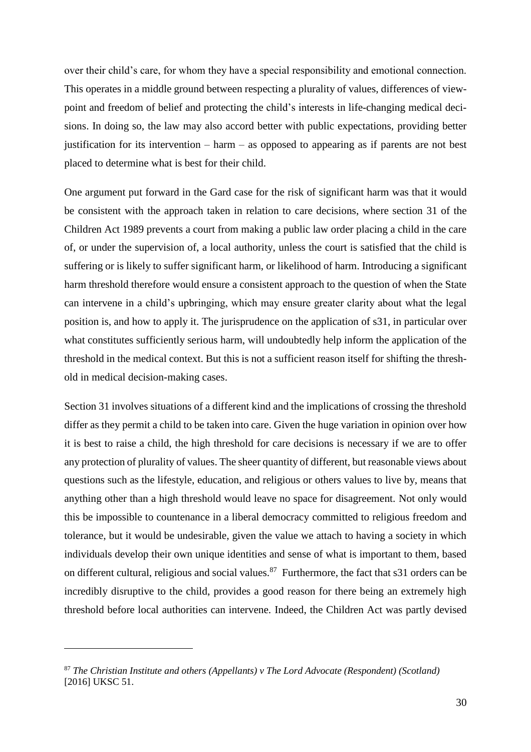over their child's care, for whom they have a special responsibility and emotional connection. This operates in a middle ground between respecting a plurality of values, differences of viewpoint and freedom of belief and protecting the child's interests in life-changing medical decisions. In doing so, the law may also accord better with public expectations, providing better justification for its intervention – harm – as opposed to appearing as if parents are not best placed to determine what is best for their child.

One argument put forward in the Gard case for the risk of significant harm was that it would be consistent with the approach taken in relation to care decisions, where section 31 of the Children Act 1989 prevents a court from making a public law order placing a child in the care of, or under the supervision of, a local authority, unless the court is satisfied that the child is suffering or is likely to suffer significant harm, or likelihood of harm. Introducing a significant harm threshold therefore would ensure a consistent approach to the question of when the State can intervene in a child's upbringing, which may ensure greater clarity about what the legal position is, and how to apply it. The jurisprudence on the application of s31, in particular over what constitutes sufficiently serious harm, will undoubtedly help inform the application of the threshold in the medical context. But this is not a sufficient reason itself for shifting the threshold in medical decision-making cases.

Section 31 involves situations of a different kind and the implications of crossing the threshold differ as they permit a child to be taken into care. Given the huge variation in opinion over how it is best to raise a child, the high threshold for care decisions is necessary if we are to offer any protection of plurality of values. The sheer quantity of different, but reasonable views about questions such as the lifestyle, education, and religious or others values to live by, means that anything other than a high threshold would leave no space for disagreement. Not only would this be impossible to countenance in a liberal democracy committed to religious freedom and tolerance, but it would be undesirable, given the value we attach to having a society in which individuals develop their own unique identities and sense of what is important to them, based on different cultural, religious and social values.[87] Furthermore, the fact that s31 orders can be incredibly disruptive to the child, provides a good reason for there being an extremely high threshold before local authorities can intervene. Indeed, the Children Act was partly devised

---

[87] *The Christian Institute and others (Appellants) v The Lord Advocate (Respondent) (Scotland)* [2016] UKSC 51.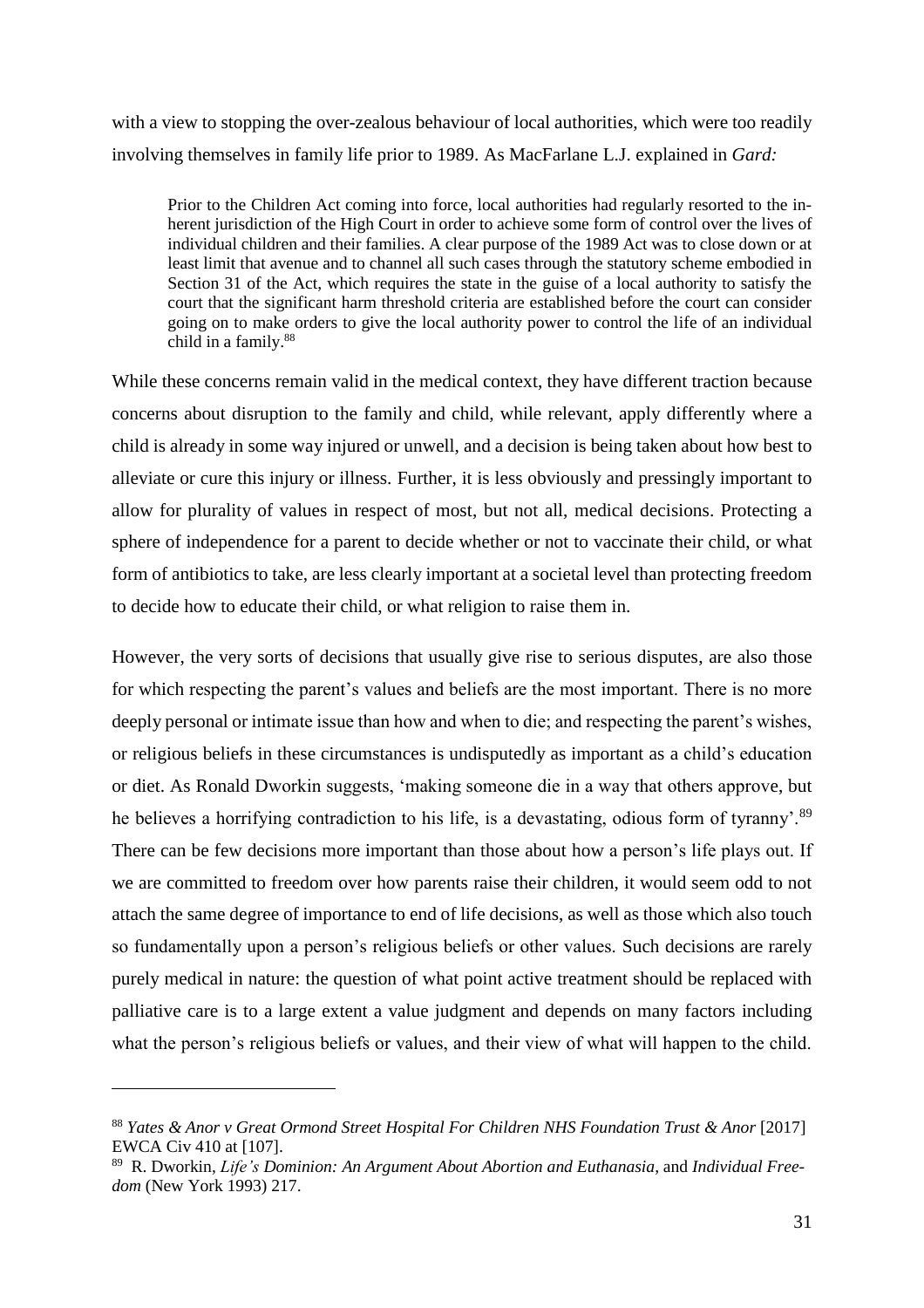with a view to stopping the over-zealous behaviour of local authorities, which were too readily involving themselves in family life prior to 1989. As MacFarlane L.J. explained in *Gard:*

> Prior to the Children Act coming into force, local authorities had regularly resorted to the inherent jurisdiction of the High Court in order to achieve some form of control over the lives of individual children and their families. A clear purpose of the 1989 Act was to close down or at least limit that avenue and to channel all such cases through the statutory scheme embodied in Section 31 of the Act, which requires the state in the guise of a local authority to satisfy the court that the significant harm threshold criteria are established before the court can consider going on to make orders to give the local authority power to control the life of an individual child in a family.[88]

While these concerns remain valid in the medical context, they have different traction because concerns about disruption to the family and child, while relevant, apply differently where a child is already in some way injured or unwell, and a decision is being taken about how best to alleviate or cure this injury or illness. Further, it is less obviously and pressingly important to allow for plurality of values in respect of most, but not all, medical decisions. Protecting a sphere of independence for a parent to decide whether or not to vaccinate their child, or what form of antibiotics to take, are less clearly important at a societal level than protecting freedom to decide how to educate their child, or what religion to raise them in.

However, the very sorts of decisions that usually give rise to serious disputes, are also those for which respecting the parent's values and beliefs are the most important. There is no more deeply personal or intimate issue than how and when to die; and respecting the parent's wishes, or religious beliefs in these circumstances is undisputedly as important as a child's education or diet. As Ronald Dworkin suggests, 'making someone die in a way that others approve, but he believes a horrifying contradiction to his life, is a devastating, odious form of tyranny'.[89] There can be few decisions more important than those about how a person's life plays out. If we are committed to freedom over how parents raise their children, it would seem odd to not attach the same degree of importance to end of life decisions, as well as those which also touch so fundamentally upon a person's religious beliefs or other values. Such decisions are rarely purely medical in nature: the question of what point active treatment should be replaced with palliative care is to a large extent a value judgment and depends on many factors including what the person's religious beliefs or values, and their view of what will happen to the child.

---

[88] *Yates & Anor v Great Ormond Street Hospital For Children NHS Foundation Trust & Anor* [2017] EWCA Civ 410 at [107].

[89] R. Dworkin, *Life's Dominion: An Argument About Abortion and Euthanasia*, and *Individual Freedom* (New York 1993) 217.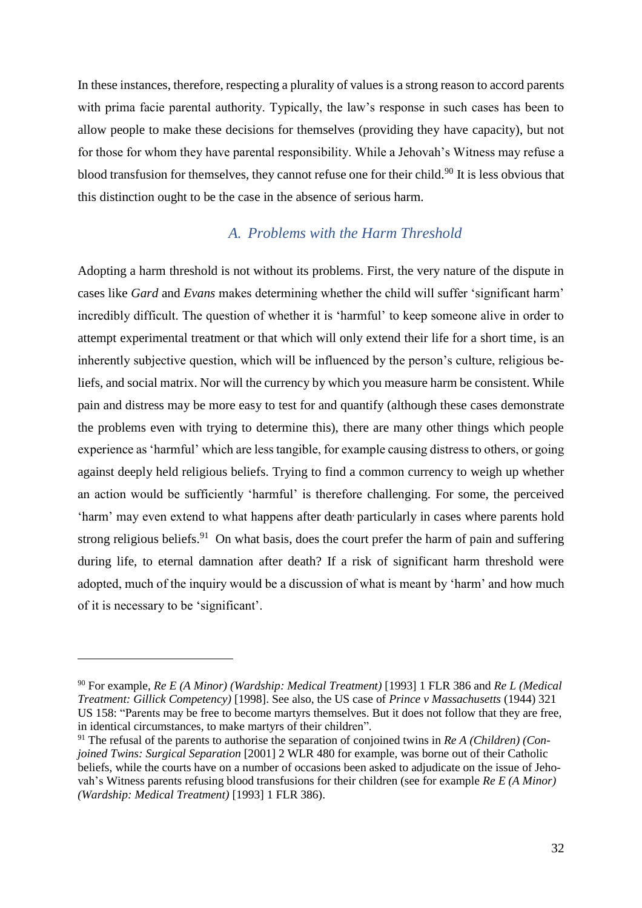In these instances, therefore, respecting a plurality of values is a strong reason to accord parents with prima facie parental authority. Typically, the law's response in such cases has been to allow people to make these decisions for themselves (providing they have capacity), but not for those for whom they have parental responsibility. While a Jehovah's Witness may refuse a blood transfusion for themselves, they cannot refuse one for their child.[90] It is less obvious that this distinction ought to be the case in the absence of serious harm.

### A. Problems with the Harm Threshold

Adopting a harm threshold is not without its problems. First, the very nature of the dispute in cases like *Gard* and *Evans* makes determining whether the child will suffer 'significant harm' incredibly difficult. The question of whether it is 'harmful' to keep someone alive in order to attempt experimental treatment or that which will only extend their life for a short time, is an inherently subjective question, which will be influenced by the person's culture, religious beliefs, and social matrix. Nor will the currency by which you measure harm be consistent. While pain and distress may be more easy to test for and quantify (although these cases demonstrate the problems even with trying to determine this), there are many other things which people experience as 'harmful' which are less tangible, for example causing distress to others, or going against deeply held religious beliefs. Trying to find a common currency to weigh up whether an action would be sufficiently 'harmful' is therefore challenging. For some, the perceived 'harm' may even extend to what happens after death, particularly in cases where parents hold strong religious beliefs.[91] On what basis, does the court prefer the harm of pain and suffering during life, to eternal damnation after death? If a risk of significant harm threshold were adopted, much of the inquiry would be a discussion of what is meant by 'harm' and how much of it is necessary to be 'significant'.

---

[90] For example, *Re E (A Minor) (Wardship: Medical Treatment)* [1993] 1 FLR 386 and *Re L (Medical Treatment: Gillick Competency)* [1998]. See also, the US case of *Prince v Massachusetts* (1944) 321 US 158: "Parents may be free to become martyrs themselves. But it does not follow that they are free, in identical circumstances, to make martyrs of their children".

[91] The refusal of the parents to authorise the separation of conjoined twins in *Re A (Children) (Conjoined Twins: Surgical Separation* [2001] 2 WLR 480 for example, was borne out of their Catholic beliefs, while the courts have on a number of occasions been asked to adjudicate on the issue of Jehovah's Witness parents refusing blood transfusions for their children (see for example *Re E (A Minor) (Wardship: Medical Treatment)* [1993] 1 FLR 386).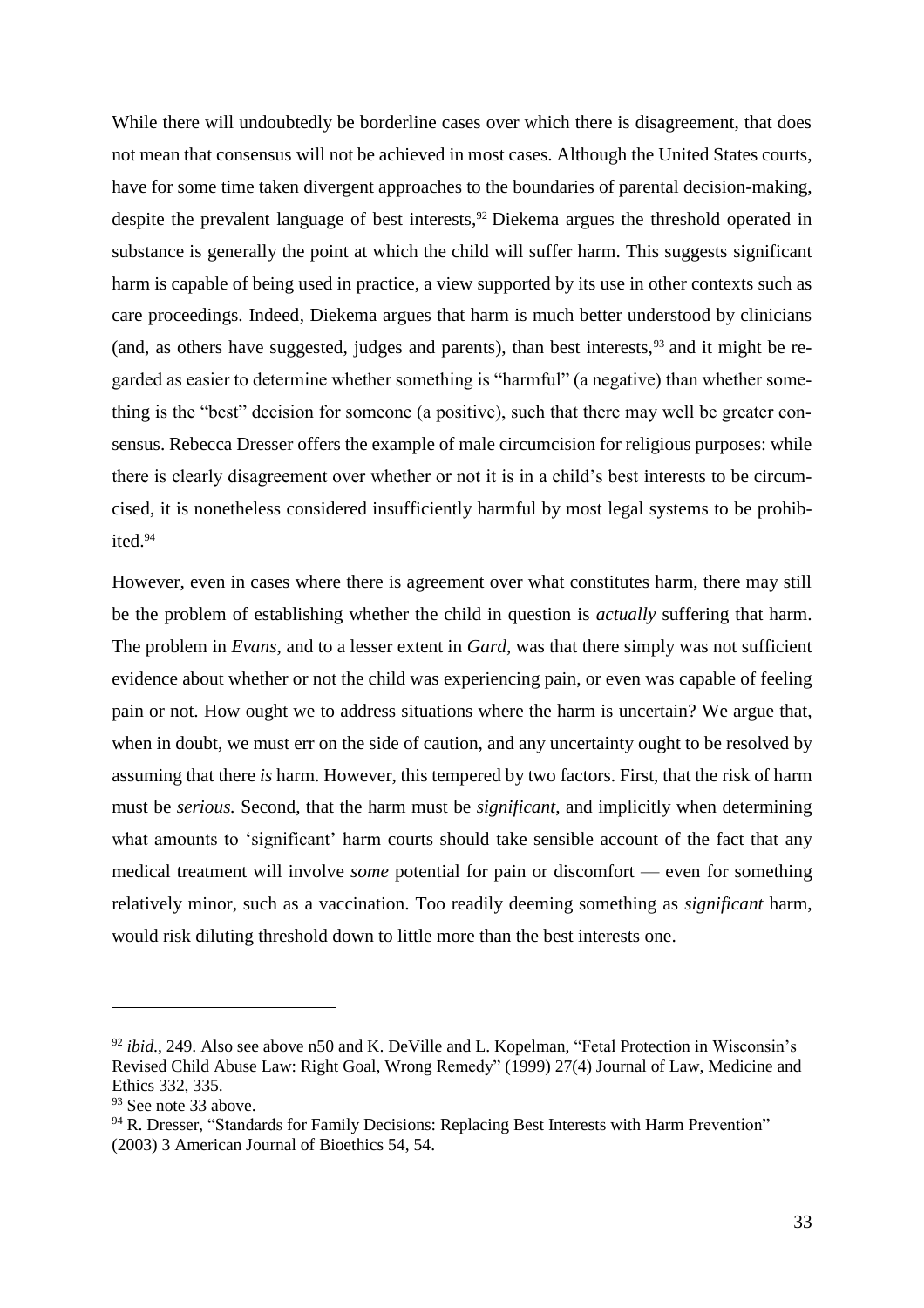While there will undoubtedly be borderline cases over which there is disagreement, that does not mean that consensus will not be achieved in most cases. Although the United States courts, have for some time taken divergent approaches to the boundaries of parental decision-making, despite the prevalent language of best interests,[92] Diekema argues the threshold operated in substance is generally the point at which the child will suffer harm. This suggests significant harm is capable of being used in practice, a view supported by its use in other contexts such as care proceedings. Indeed, Diekema argues that harm is much better understood by clinicians (and, as others have suggested, judges and parents), than best interests,[93] and it might be regarded as easier to determine whether something is "harmful" (a negative) than whether something is the "best" decision for someone (a positive), such that there may well be greater consensus. Rebecca Dresser offers the example of male circumcision for religious purposes: while there is clearly disagreement over whether or not it is in a child's best interests to be circumcised, it is nonetheless considered insufficiently harmful by most legal systems to be prohibited.[94]

However, even in cases where there is agreement over what constitutes harm, there may still be the problem of establishing whether the child in question is *actually* suffering that harm. The problem in *Evans*, and to a lesser extent in *Gard*, was that there simply was not sufficient evidence about whether or not the child was experiencing pain, or even was capable of feeling pain or not. How ought we to address situations where the harm is uncertain? We argue that, when in doubt, we must err on the side of caution, and any uncertainty ought to be resolved by assuming that there *is* harm. However, this tempered by two factors. First, that the risk of harm must be *serious.* Second, that the harm must be *significant*, and implicitly when determining what amounts to 'significant' harm courts should take sensible account of the fact that any medical treatment will involve *some* potential for pain or discomfort — even for something relatively minor, such as a vaccination. Too readily deeming something as *significant* harm, would risk diluting threshold down to little more than the best interests one.

---

[92] *ibid.*, 249. Also see above n50 and K. DeVille and L. Kopelman, "Fetal Protection in Wisconsin's Revised Child Abuse Law: Right Goal, Wrong Remedy" (1999) 27(4) Journal of Law, Medicine and Ethics 332, 335.

[93] See note 33 above.

[94] R. Dresser, "Standards for Family Decisions: Replacing Best Interests with Harm Prevention" (2003) 3 American Journal of Bioethics 54, 54.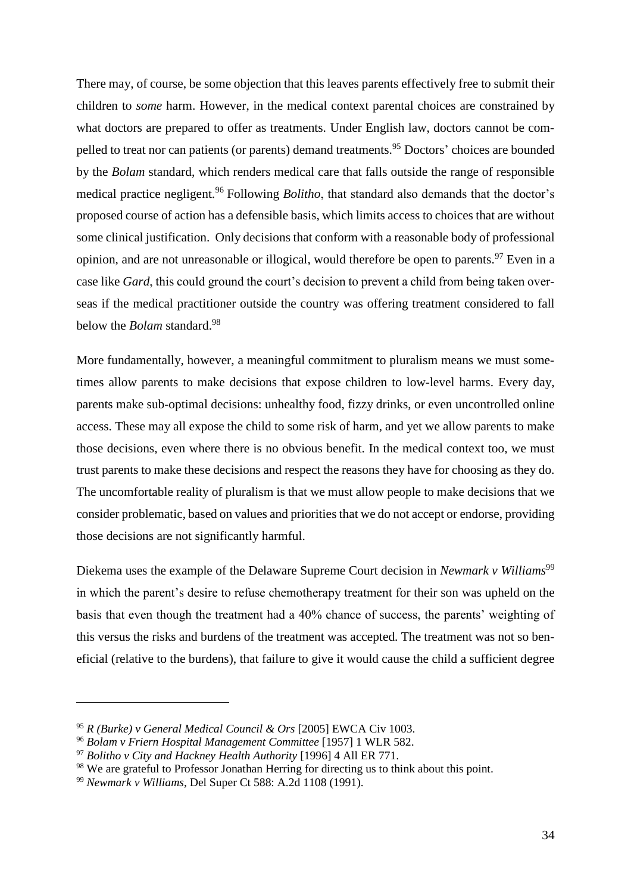There may, of course, be some objection that this leaves parents effectively free to submit their children to *some* harm. However, in the medical context parental choices are constrained by what doctors are prepared to offer as treatments. Under English law, doctors cannot be compelled to treat nor can patients (or parents) demand treatments.[95] Doctors' choices are bounded by the *Bolam* standard, which renders medical care that falls outside the range of responsible medical practice negligent.[96] Following *Bolitho*, that standard also demands that the doctor's proposed course of action has a defensible basis, which limits access to choices that are without some clinical justification. Only decisions that conform with a reasonable body of professional opinion, and are not unreasonable or illogical, would therefore be open to parents.[97] Even in a case like *Gard*, this could ground the court's decision to prevent a child from being taken overseas if the medical practitioner outside the country was offering treatment considered to fall below the *Bolam* standard.[98]

More fundamentally, however, a meaningful commitment to pluralism means we must sometimes allow parents to make decisions that expose children to low-level harms. Every day, parents make sub-optimal decisions: unhealthy food, fizzy drinks, or even uncontrolled online access. These may all expose the child to some risk of harm, and yet we allow parents to make those decisions, even where there is no obvious benefit. In the medical context too, we must trust parents to make these decisions and respect the reasons they have for choosing as they do. The uncomfortable reality of pluralism is that we must allow people to make decisions that we consider problematic, based on values and priorities that we do not accept or endorse, providing those decisions are not significantly harmful.

Diekema uses the example of the Delaware Supreme Court decision in *Newmark v Williams*[99] in which the parent's desire to refuse chemotherapy treatment for their son was upheld on the basis that even though the treatment had a 40% chance of success, the parents' weighting of this versus the risks and burdens of the treatment was accepted. The treatment was not so beneficial (relative to the burdens), that failure to give it would cause the child a sufficient degree

---

[95] *R (Burke) v General Medical Council & Ors* [2005] EWCA Civ 1003.

[96] *Bolam v Friern Hospital Management Committee* [1957] 1 WLR 582.

[97] *Bolitho v City and Hackney Health Authority* [1996] 4 All ER 771.

[98] We are grateful to Professor Jonathan Herring for directing us to think about this point.

[99] *Newmark v Williams*, Del Super Ct 588: A.2d 1108 (1991).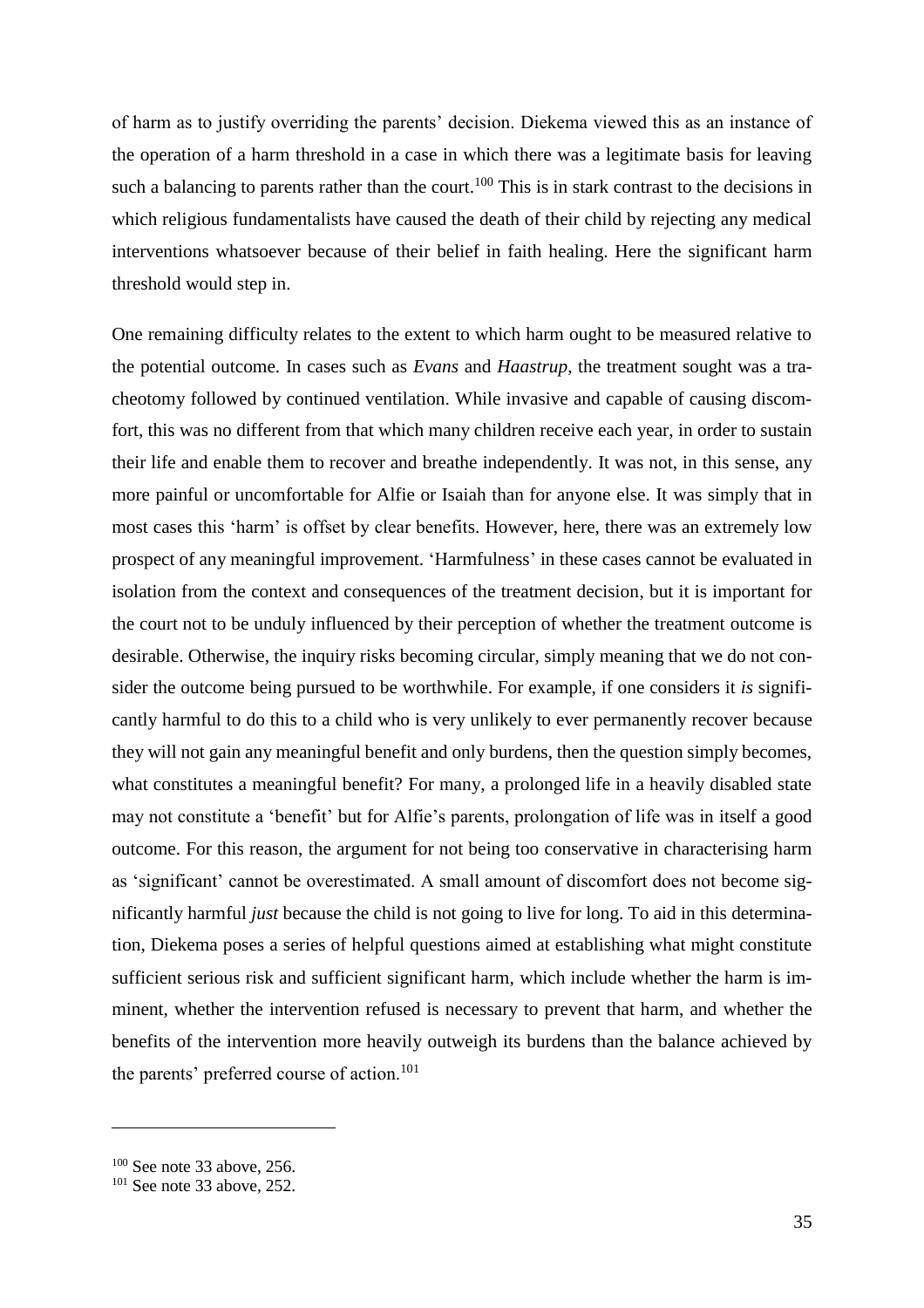of harm as to justify overriding the parents' decision. Diekema viewed this as an instance of the operation of a harm threshold in a case in which there was a legitimate basis for leaving such a balancing to parents rather than the court.[100] This is in stark contrast to the decisions in which religious fundamentalists have caused the death of their child by rejecting any medical interventions whatsoever because of their belief in faith healing. Here the significant harm threshold would step in.

One remaining difficulty relates to the extent to which harm ought to be measured relative to the potential outcome. In cases such as *Evans* and *Haastrup*, the treatment sought was a tracheotomy followed by continued ventilation. While invasive and capable of causing discomfort, this was no different from that which many children receive each year, in order to sustain their life and enable them to recover and breathe independently. It was not, in this sense, any more painful or uncomfortable for Alfie or Isaiah than for anyone else. It was simply that in most cases this 'harm' is offset by clear benefits. However, here, there was an extremely low prospect of any meaningful improvement. 'Harmfulness' in these cases cannot be evaluated in isolation from the context and consequences of the treatment decision, but it is important for the court not to be unduly influenced by their perception of whether the treatment outcome is desirable. Otherwise, the inquiry risks becoming circular, simply meaning that we do not consider the outcome being pursued to be worthwhile. For example, if one considers it *is* significantly harmful to do this to a child who is very unlikely to ever permanently recover because they will not gain any meaningful benefit and only burdens, then the question simply becomes, what constitutes a meaningful benefit? For many, a prolonged life in a heavily disabled state may not constitute a 'benefit' but for Alfie's parents, prolongation of life was in itself a good outcome. For this reason, the argument for not being too conservative in characterising harm as 'significant' cannot be overestimated. A small amount of discomfort does not become significantly harmful *just* because the child is not going to live for long. To aid in this determination, Diekema poses a series of helpful questions aimed at establishing what might constitute sufficient serious risk and sufficient significant harm, which include whether the harm is imminent, whether the intervention refused is necessary to prevent that harm, and whether the benefits of the intervention more heavily outweigh its burdens than the balance achieved by the parents' preferred course of action.[101]

---

[100] See note 33 above, 256.
[101] See note 33 above, 252.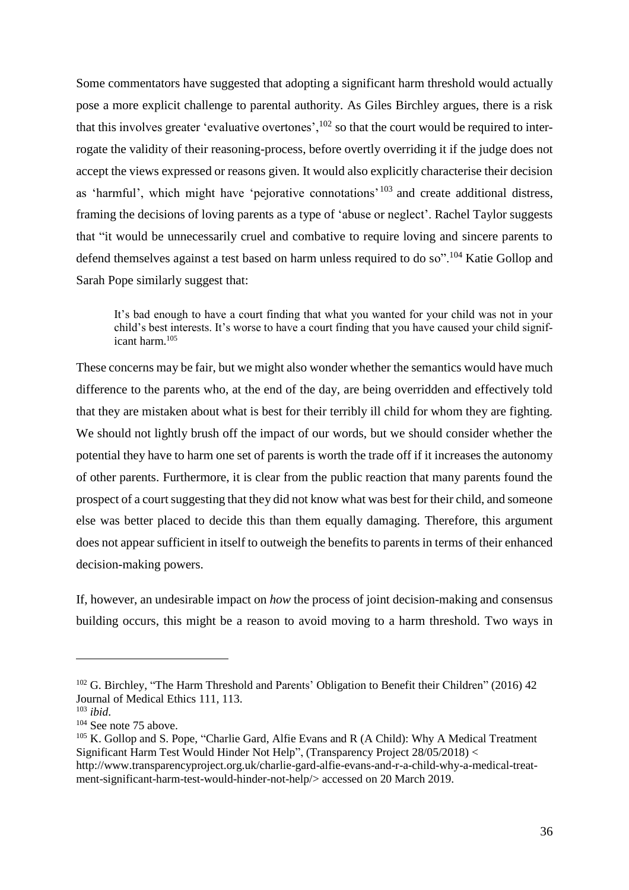Some commentators have suggested that adopting a significant harm threshold would actually pose a more explicit challenge to parental authority. As Giles Birchley argues, there is a risk that this involves greater 'evaluative overtones',[102] so that the court would be required to interrogate the validity of their reasoning-process, before overtly overriding it if the judge does not accept the views expressed or reasons given. It would also explicitly characterise their decision as 'harmful', which might have 'pejorative connotations'[103] and create additional distress, framing the decisions of loving parents as a type of 'abuse or neglect'. Rachel Taylor suggests that "it would be unnecessarily cruel and combative to require loving and sincere parents to defend themselves against a test based on harm unless required to do so".[104] Katie Gollop and Sarah Pope similarly suggest that:

> It's bad enough to have a court finding that what you wanted for your child was not in your child's best interests. It's worse to have a court finding that you have caused your child significant harm.[105]

These concerns may be fair, but we might also wonder whether the semantics would have much difference to the parents who, at the end of the day, are being overridden and effectively told that they are mistaken about what is best for their terribly ill child for whom they are fighting. We should not lightly brush off the impact of our words, but we should consider whether the potential they have to harm one set of parents is worth the trade off if it increases the autonomy of other parents. Furthermore, it is clear from the public reaction that many parents found the prospect of a court suggesting that they did not know what was best for their child, and someone else was better placed to decide this than them equally damaging. Therefore, this argument does not appear sufficient in itself to outweigh the benefits to parents in terms of their enhanced decision-making powers.

If, however, an undesirable impact on *how* the process of joint decision-making and consensus building occurs, this might be a reason to avoid moving to a harm threshold. Two ways in

---

[102] G. Birchley, "The Harm Threshold and Parents' Obligation to Benefit their Children" (2016) 42 Journal of Medical Ethics 111, 113.

[103] *ibid*.

[104] See note 75 above.

[105] K. Gollop and S. Pope, "Charlie Gard, Alfie Evans and R (A Child): Why A Medical Treatment Significant Harm Test Would Hinder Not Help", (Transparency Project 28/05/2018) < http://www.transparencyproject.org.uk/charlie-gard-alfie-evans-and-r-a-child-why-a-medical-treatment-significant-harm-test-would-hinder-not-help/> accessed on 20 March 2019.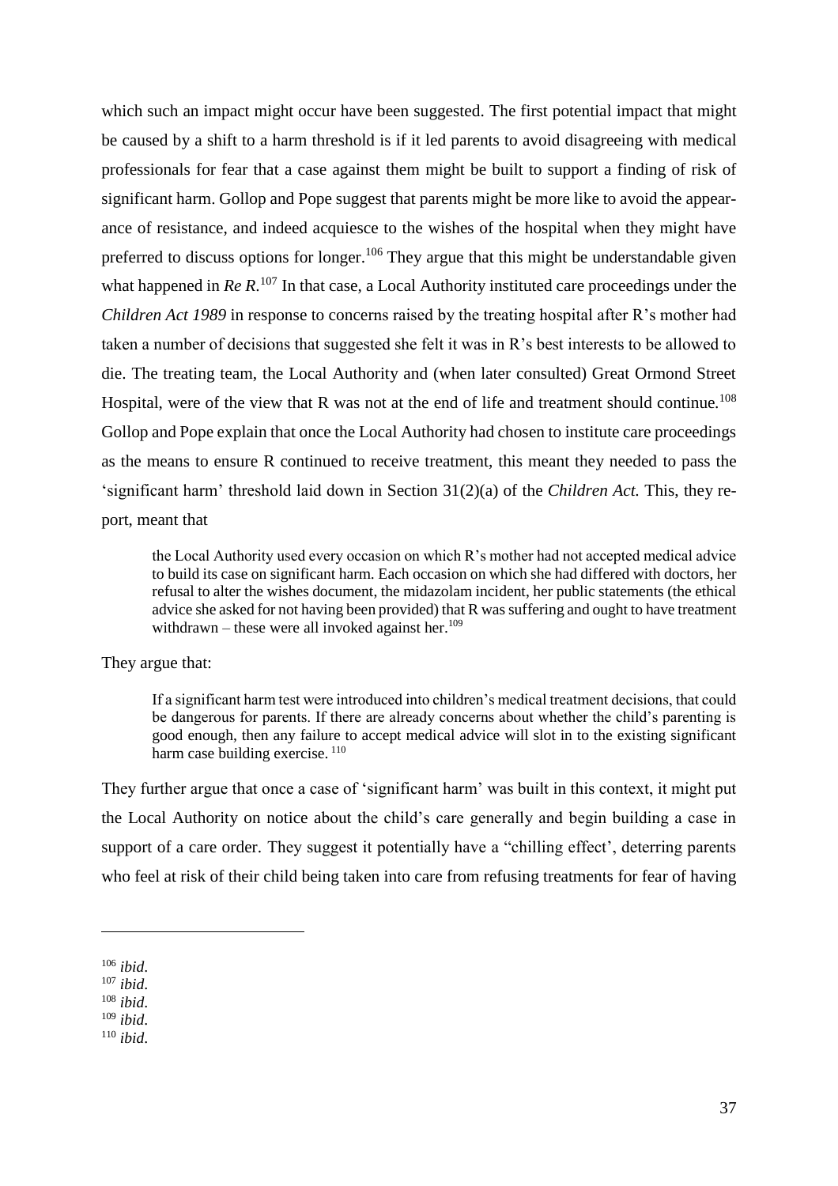which such an impact might occur have been suggested. The first potential impact that might be caused by a shift to a harm threshold is if it led parents to avoid disagreeing with medical professionals for fear that a case against them might be built to support a finding of risk of significant harm. Gollop and Pope suggest that parents might be more like to avoid the appearance of resistance, and indeed acquiesce to the wishes of the hospital when they might have preferred to discuss options for longer.[106] They argue that this might be understandable given what happened in *Re R*.[107] In that case, a Local Authority instituted care proceedings under the *Children Act 1989* in response to concerns raised by the treating hospital after R's mother had taken a number of decisions that suggested she felt it was in R's best interests to be allowed to die. The treating team, the Local Authority and (when later consulted) Great Ormond Street Hospital, were of the view that R was not at the end of life and treatment should continue.[108] Gollop and Pope explain that once the Local Authority had chosen to institute care proceedings as the means to ensure R continued to receive treatment, this meant they needed to pass the 'significant harm' threshold laid down in Section 31(2)(a) of the *Children Act.* This, they report, meant that

> the Local Authority used every occasion on which R's mother had not accepted medical advice to build its case on significant harm. Each occasion on which she had differed with doctors, her refusal to alter the wishes document, the midazolam incident, her public statements (the ethical advice she asked for not having been provided) that R was suffering and ought to have treatment withdrawn – these were all invoked against her.[109]

They argue that:

> If a significant harm test were introduced into children's medical treatment decisions, that could be dangerous for parents. If there are already concerns about whether the child's parenting is good enough, then any failure to accept medical advice will slot in to the existing significant harm case building exercise. [110]

They further argue that once a case of 'significant harm' was built in this context, it might put the Local Authority on notice about the child's care generally and begin building a case in support of a care order. They suggest it potentially have a "chilling effect', deterring parents who feel at risk of their child being taken into care from refusing treatments for fear of having

---

[106] *ibid*.
[107] *ibid*.
[108] *ibid*.
[109] *ibid*.
[110] *ibid*.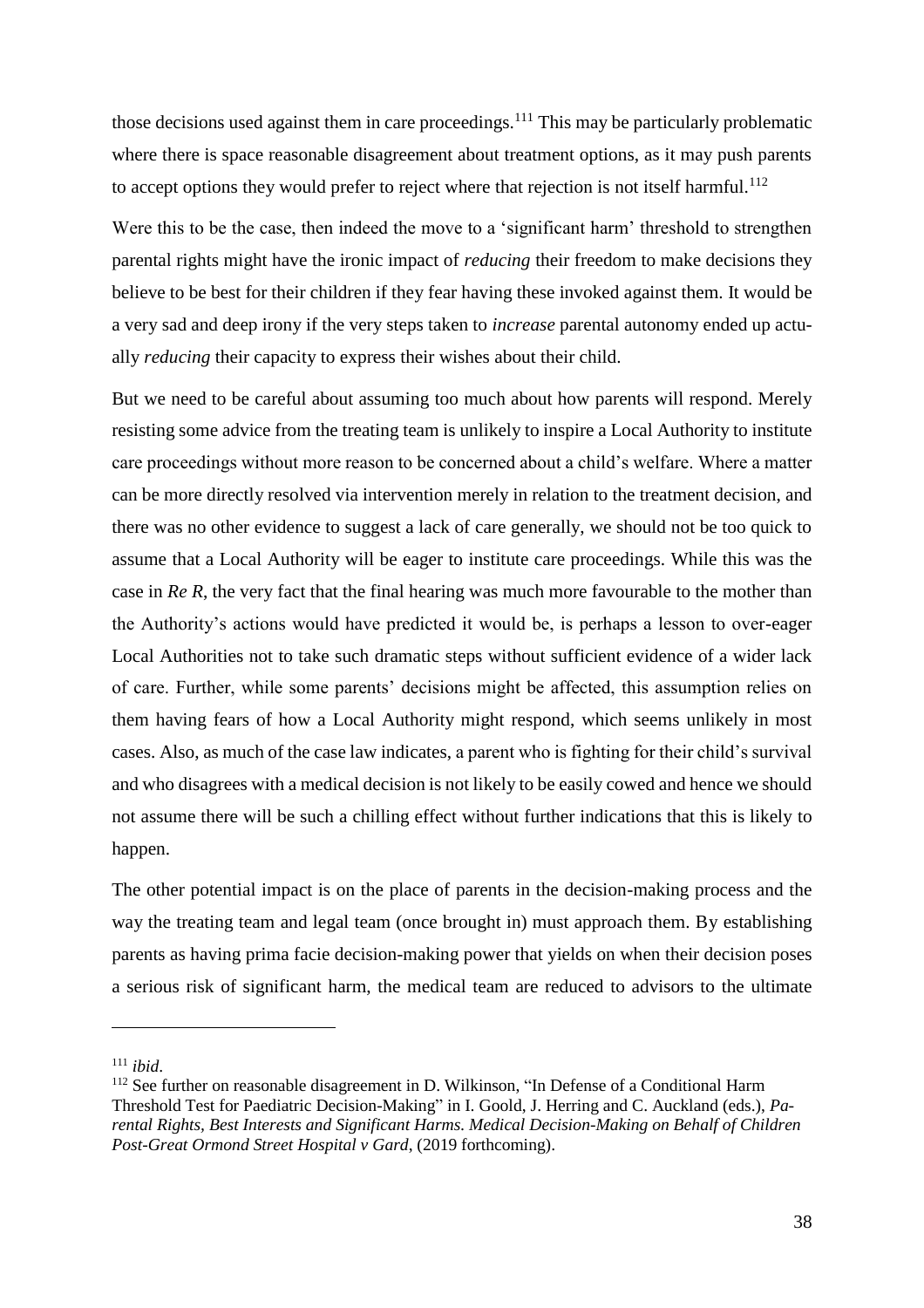those decisions used against them in care proceedings.[111] This may be particularly problematic where there is space reasonable disagreement about treatment options, as it may push parents to accept options they would prefer to reject where that rejection is not itself harmful.[112]

Were this to be the case, then indeed the move to a 'significant harm' threshold to strengthen parental rights might have the ironic impact of *reducing* their freedom to make decisions they believe to be best for their children if they fear having these invoked against them. It would be a very sad and deep irony if the very steps taken to *increase* parental autonomy ended up actually *reducing* their capacity to express their wishes about their child.

But we need to be careful about assuming too much about how parents will respond. Merely resisting some advice from the treating team is unlikely to inspire a Local Authority to institute care proceedings without more reason to be concerned about a child's welfare. Where a matter can be more directly resolved via intervention merely in relation to the treatment decision, and there was no other evidence to suggest a lack of care generally, we should not be too quick to assume that a Local Authority will be eager to institute care proceedings. While this was the case in *Re R*, the very fact that the final hearing was much more favourable to the mother than the Authority's actions would have predicted it would be, is perhaps a lesson to over-eager Local Authorities not to take such dramatic steps without sufficient evidence of a wider lack of care. Further, while some parents' decisions might be affected, this assumption relies on them having fears of how a Local Authority might respond, which seems unlikely in most cases. Also, as much of the case law indicates, a parent who is fighting for their child's survival and who disagrees with a medical decision is not likely to be easily cowed and hence we should not assume there will be such a chilling effect without further indications that this is likely to happen.

The other potential impact is on the place of parents in the decision-making process and the way the treating team and legal team (once brought in) must approach them. By establishing parents as having prima facie decision-making power that yields on when their decision poses a serious risk of significant harm, the medical team are reduced to advisors to the ultimate

---

[111] *ibid*.

[112] See further on reasonable disagreement in D. Wilkinson, "In Defense of a Conditional Harm Threshold Test for Paediatric Decision-Making" in I. Goold, J. Herring and C. Auckland (eds.), *Parental Rights, Best Interests and Significant Harms. Medical Decision-Making on Behalf of Children Post-Great Ormond Street Hospital v Gard*, (2019 forthcoming).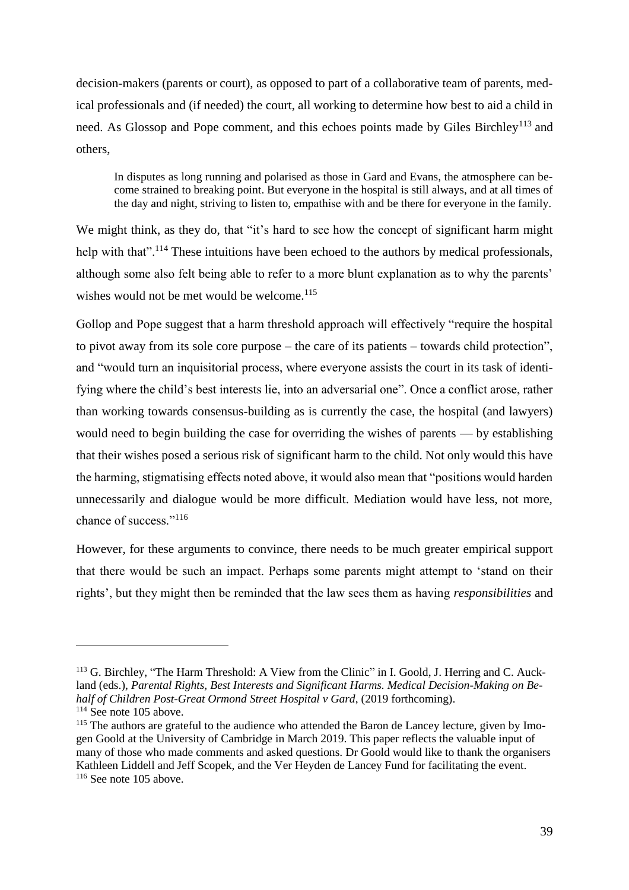decision-makers (parents or court), as opposed to part of a collaborative team of parents, medical professionals and (if needed) the court, all working to determine how best to aid a child in need. As Glossop and Pope comment, and this echoes points made by Giles Birchley[113] and others,

> In disputes as long running and polarised as those in Gard and Evans, the atmosphere can become strained to breaking point. But everyone in the hospital is still always, and at all times of the day and night, striving to listen to, empathise with and be there for everyone in the family.

We might think, as they do, that "it's hard to see how the concept of significant harm might help with that".[114] These intuitions have been echoed to the authors by medical professionals, although some also felt being able to refer to a more blunt explanation as to why the parents' wishes would not be met would be welcome.[115]

Gollop and Pope suggest that a harm threshold approach will effectively "require the hospital to pivot away from its sole core purpose – the care of its patients – towards child protection", and "would turn an inquisitorial process, where everyone assists the court in its task of identifying where the child's best interests lie, into an adversarial one". Once a conflict arose, rather than working towards consensus-building as is currently the case, the hospital (and lawyers) would need to begin building the case for overriding the wishes of parents — by establishing that their wishes posed a serious risk of significant harm to the child. Not only would this have the harming, stigmatising effects noted above, it would also mean that "positions would harden unnecessarily and dialogue would be more difficult. Mediation would have less, not more, chance of success."[116]

However, for these arguments to convince, there needs to be much greater empirical support that there would be such an impact. Perhaps some parents might attempt to 'stand on their rights', but they might then be reminded that the law sees them as having *responsibilities* and

---

[113] G. Birchley, "The Harm Threshold: A View from the Clinic" in I. Goold, J. Herring and C. Auckland (eds.), *Parental Rights, Best Interests and Significant Harms. Medical Decision-Making on Behalf of Children Post-Great Ormond Street Hospital v Gard*, (2019 forthcoming).

[114] See note 105 above.

[115] The authors are grateful to the audience who attended the Baron de Lancey lecture, given by Imogen Goold at the University of Cambridge in March 2019. This paper reflects the valuable input of many of those who made comments and asked questions. Dr Goold would like to thank the organisers Kathleen Liddell and Jeff Scopek, and the Ver Heyden de Lancey Fund for facilitating the event.

[116] See note 105 above.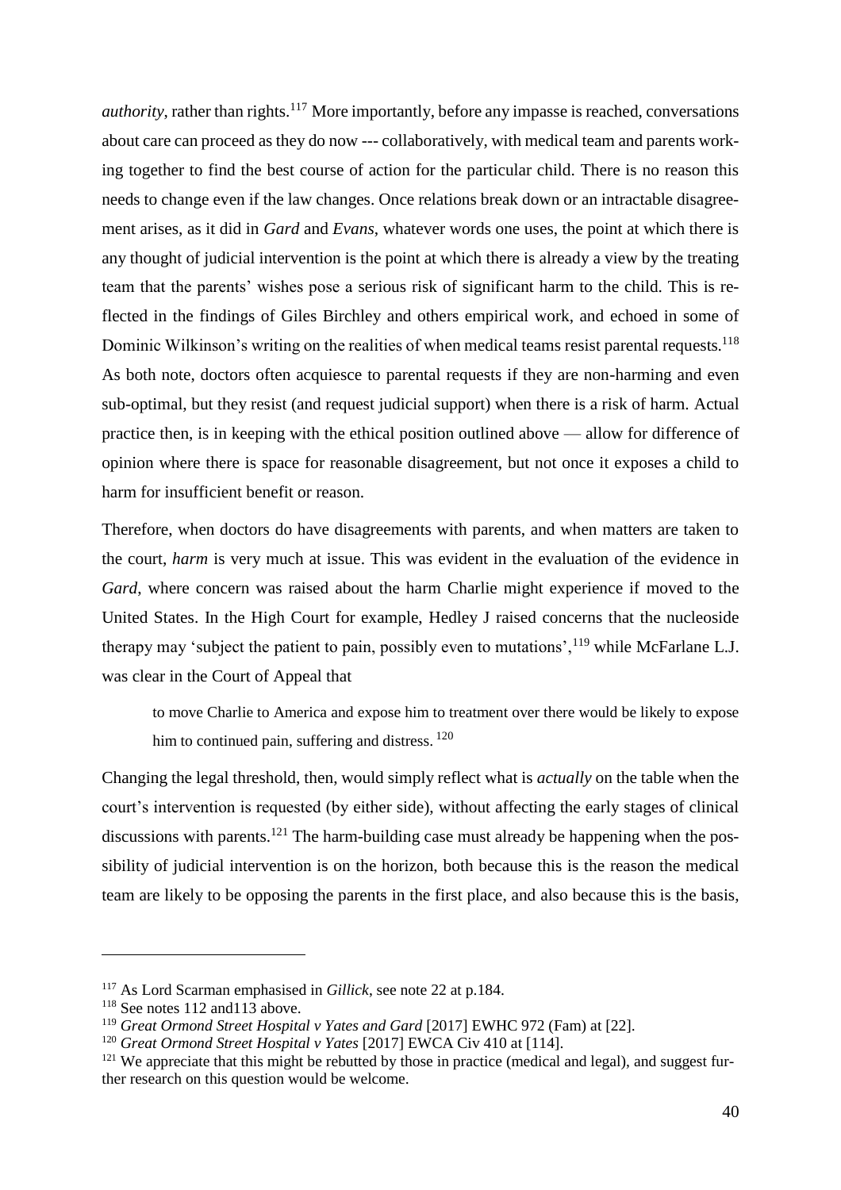*authority*, rather than rights.[117] More importantly, before any impasse is reached, conversations about care can proceed as they do now --- collaboratively, with medical team and parents working together to find the best course of action for the particular child. There is no reason this needs to change even if the law changes. Once relations break down or an intractable disagreement arises, as it did in *Gard* and *Evans*, whatever words one uses, the point at which there is any thought of judicial intervention is the point at which there is already a view by the treating team that the parents' wishes pose a serious risk of significant harm to the child. This is reflected in the findings of Giles Birchley and others empirical work, and echoed in some of Dominic Wilkinson's writing on the realities of when medical teams resist parental requests.[118] As both note, doctors often acquiesce to parental requests if they are non-harming and even sub-optimal, but they resist (and request judicial support) when there is a risk of harm. Actual practice then, is in keeping with the ethical position outlined above — allow for difference of opinion where there is space for reasonable disagreement, but not once it exposes a child to harm for insufficient benefit or reason.

Therefore, when doctors do have disagreements with parents, and when matters are taken to the court, *harm* is very much at issue. This was evident in the evaluation of the evidence in *Gard*, where concern was raised about the harm Charlie might experience if moved to the United States. In the High Court for example, Hedley J raised concerns that the nucleoside therapy may 'subject the patient to pain, possibly even to mutations',[119] while McFarlane L.J. was clear in the Court of Appeal that

> to move Charlie to America and expose him to treatment over there would be likely to expose him to continued pain, suffering and distress. [120]

Changing the legal threshold, then, would simply reflect what is *actually* on the table when the court's intervention is requested (by either side), without affecting the early stages of clinical discussions with parents.[121] The harm-building case must already be happening when the possibility of judicial intervention is on the horizon, both because this is the reason the medical team are likely to be opposing the parents in the first place, and also because this is the basis,

---

[117] As Lord Scarman emphasised in *Gillick*, see note 22 at p.184.

[118] See notes 112 and113 above.

[119] *Great Ormond Street Hospital v Yates and Gard* [2017] EWHC 972 (Fam) at [22].

[120] *Great Ormond Street Hospital v Yates* [2017] EWCA Civ 410 at [114].

[121] We appreciate that this might be rebutted by those in practice (medical and legal), and suggest further research on this question would be welcome.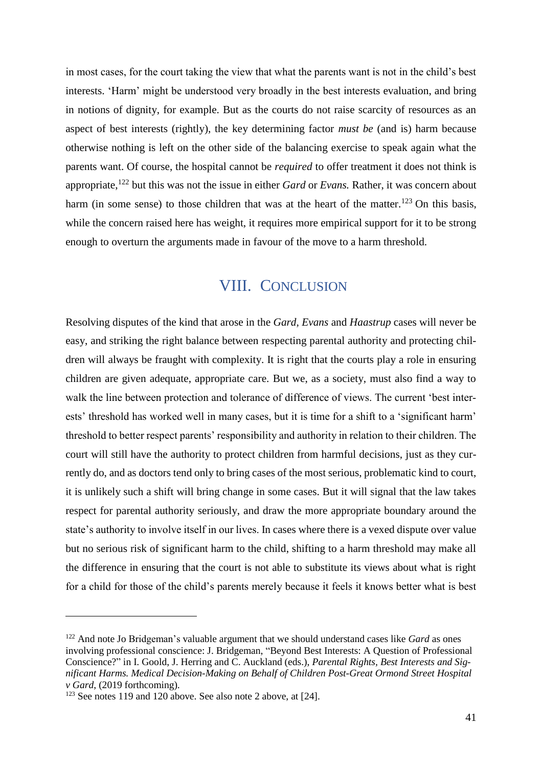in most cases, for the court taking the view that what the parents want is not in the child's best interests. 'Harm' might be understood very broadly in the best interests evaluation, and bring in notions of dignity, for example. But as the courts do not raise scarcity of resources as an aspect of best interests (rightly), the key determining factor *must be* (and is) harm because otherwise nothing is left on the other side of the balancing exercise to speak again what the parents want. Of course, the hospital cannot be *required* to offer treatment it does not think is appropriate,[122] but this was not the issue in either *Gard* or *Evans.* Rather, it was concern about harm (in some sense) to those children that was at the heart of the matter.[123] On this basis, while the concern raised here has weight, it requires more empirical support for it to be strong enough to overturn the arguments made in favour of the move to a harm threshold.

## VIII. Conclusion

Resolving disputes of the kind that arose in the *Gard*, *Evans* and *Haastrup* cases will never be easy, and striking the right balance between respecting parental authority and protecting children will always be fraught with complexity. It is right that the courts play a role in ensuring children are given adequate, appropriate care. But we, as a society, must also find a way to walk the line between protection and tolerance of difference of views. The current 'best interests' threshold has worked well in many cases, but it is time for a shift to a 'significant harm' threshold to better respect parents' responsibility and authority in relation to their children. The court will still have the authority to protect children from harmful decisions, just as they currently do, and as doctors tend only to bring cases of the most serious, problematic kind to court, it is unlikely such a shift will bring change in some cases. But it will signal that the law takes respect for parental authority seriously, and draw the more appropriate boundary around the state's authority to involve itself in our lives. In cases where there is a vexed dispute over value but no serious risk of significant harm to the child, shifting to a harm threshold may make all the difference in ensuring that the court is not able to substitute its views about what is right for a child for those of the child's parents merely because it feels it knows better what is best

---

[122] And note Jo Bridgeman's valuable argument that we should understand cases like *Gard* as ones involving professional conscience: J. Bridgeman, "Beyond Best Interests: A Question of Professional Conscience?" in I. Goold, J. Herring and C. Auckland (eds.), *Parental Rights, Best Interests and Significant Harms. Medical Decision-Making on Behalf of Children Post-Great Ormond Street Hospital v Gard*, (2019 forthcoming).

[123] See notes 119 and 120 above. See also note 2 above, at [24].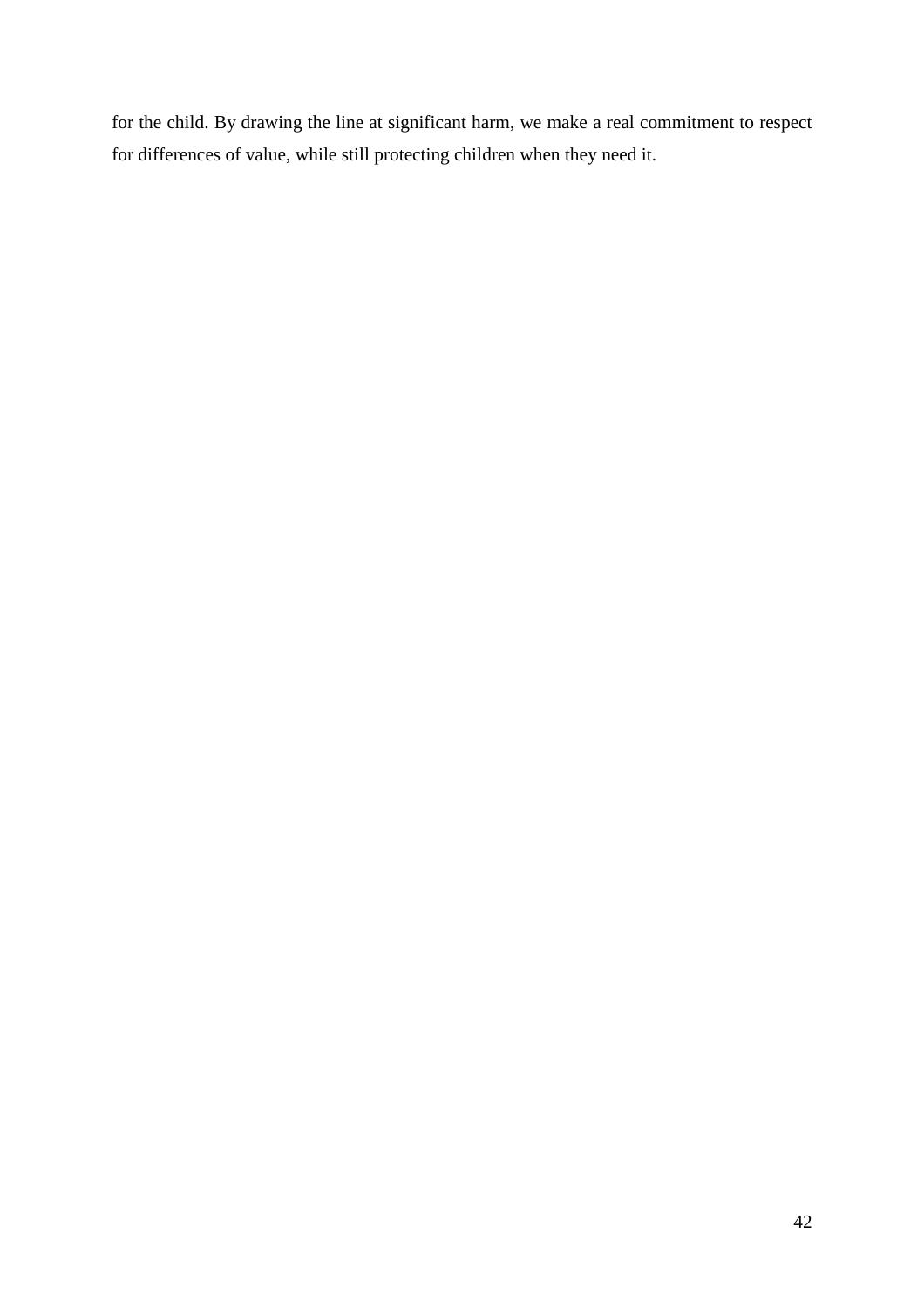for the child. By drawing the line at significant harm, we make a real commitment to respect for differences of value, while still protecting children when they need it.